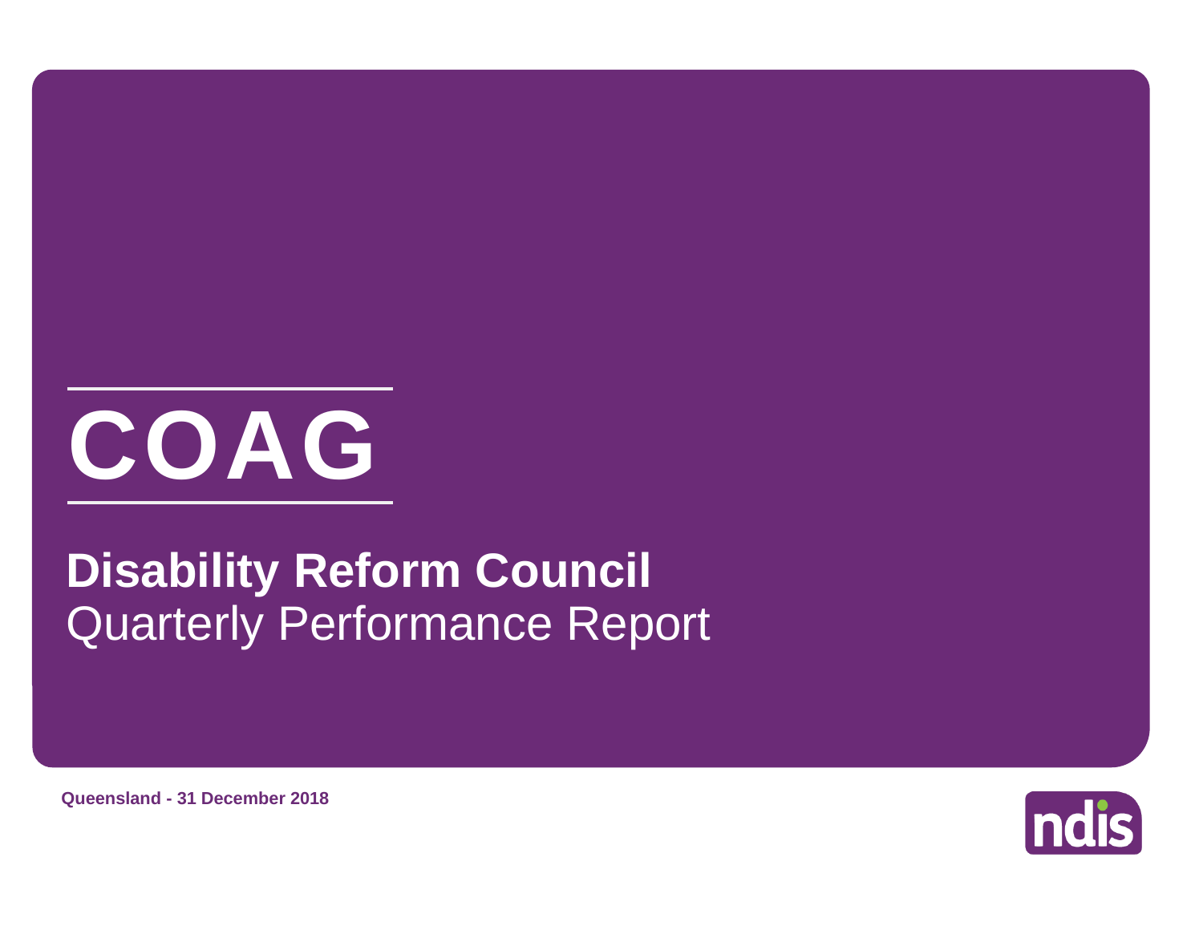# COAG

## Disability Reform Council

Quarterly Performance Report

**Queensland - 31 December 2018**

ndis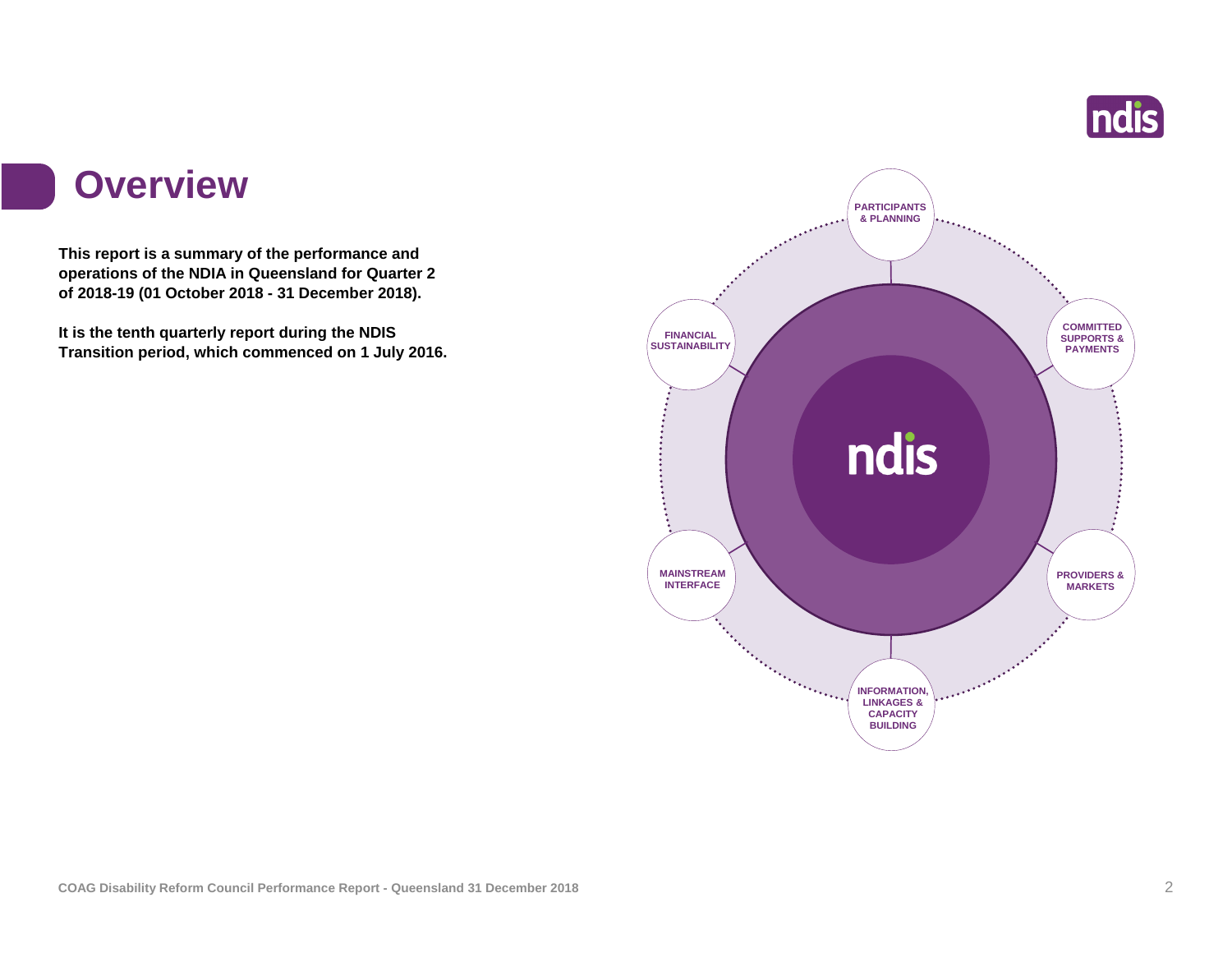# Overview

**This report is a summary of the performance and operations of the NDIA in Queensland for Quarter 2 of 2018-19 (01 October 2018 - 31 December 2018).**

**It is the tenth quarterly report during the NDIS Transition period, which commenced on 1 July 2016.**

PARTICIPANTS & PLANNING

COMMITTED SUPPORTS & PAYMENTS

PROVIDERS & MARKETS

INFORMATION, LINKAGES & CAPACITY BUILDING

MAINSTREAM INTERFACE

FINANCIAL SUSTAINABILITY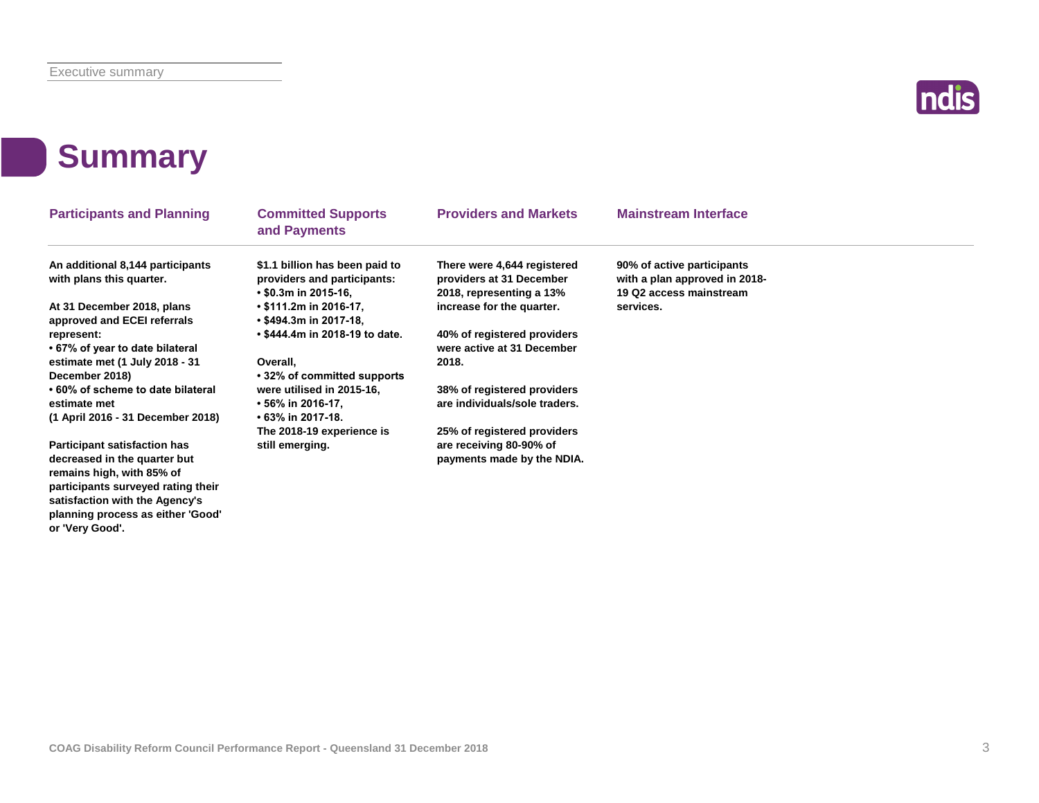# Summary

## Participants and Planning

**An additional 8,144 participants with plans this quarter.**

**At 31 December 2018, plans approved and ECEI referrals represent:**
- **67% of year to date bilateral estimate met (1 July 2018 - 31 December 2018)**
- **60% of scheme to date bilateral estimate met (1 April 2016 - 31 December 2018)**

**Participant satisfaction has decreased in the quarter but remains high, with 85% of participants surveyed rating their satisfaction with the Agency's planning process as either 'Good' or 'Very Good'.**

## Committed Supports and Payments

**$1.1 billion has been paid to providers and participants:**
- **$0.3m in 2015-16,**
- **$111.2m in 2016-17,**
- **$494.3m in 2017-18,**
- **$444.4m in 2018-19 to date.**

**Overall,**
- **32% of committed supports were utilised in 2015-16,**
- **56% in 2016-17,**
- **63% in 2017-18.**

**The 2018-19 experience is still emerging.**

## Providers and Markets

**There were 4,644 registered providers at 31 December 2018, representing a 13% increase for the quarter.**

**40% of registered providers were active at 31 December 2018.**

**38% of registered providers are individuals/sole traders.**

**25% of registered providers are receiving 80-90% of payments made by the NDIA.**

## Mainstream Interface

**90% of active participants with a plan approved in 2018-19 Q2 access mainstream services.**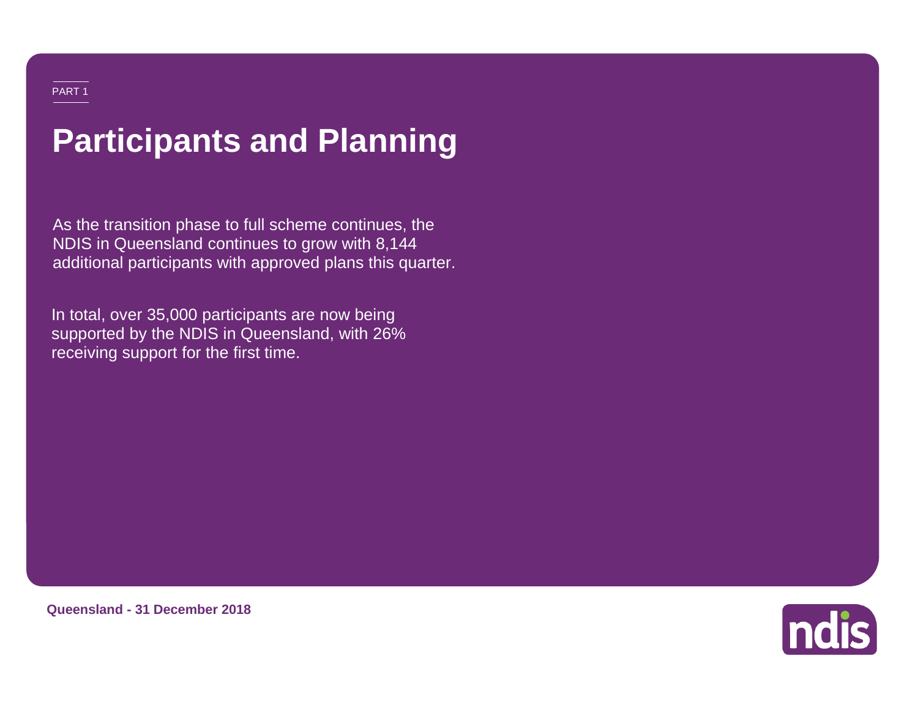PART 1

# Participants and Planning

As the transition phase to full scheme continues, the NDIS in Queensland continues to grow with 8,144 additional participants with approved plans this quarter.

In total, over 35,000 participants are now being supported by the NDIS in Queensland, with 26% receiving support for the first time.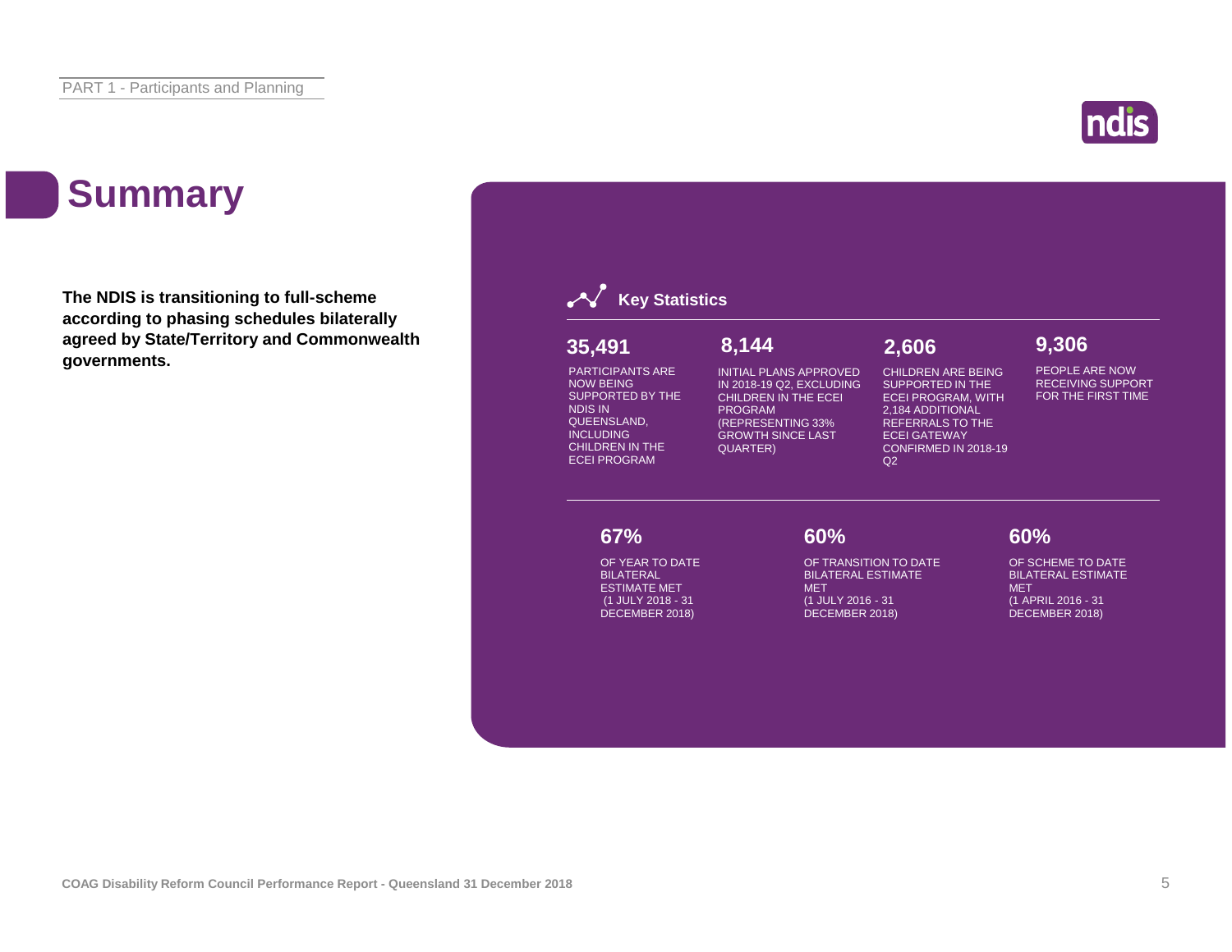# Summary

**The NDIS is transitioning to full-scheme according to phasing schedules bilaterally agreed by State/Territory and Commonwealth governments.**

## Key Statistics

**35,491**

PARTICIPANTS ARE NOW BEING SUPPORTED BY THE NDIS IN QUEENSLAND, INCLUDING CHILDREN IN THE ECEI PROGRAM

**8,144**

INITIAL PLANS APPROVED IN 2018-19 Q2, EXCLUDING CHILDREN IN THE ECEI PROGRAM (REPRESENTING 33% GROWTH SINCE LAST QUARTER)

**2,606**

CHILDREN ARE BEING SUPPORTED IN THE ECEI PROGRAM, WITH 2,184 ADDITIONAL REFERRALS TO THE ECEI GATEWAY CONFIRMED IN 2018-19 Q2

**9,306**

PEOPLE ARE NOW RECEIVING SUPPORT FOR THE FIRST TIME

**67%**

OF YEAR TO DATE BILATERAL ESTIMATE MET (1 JULY 2018 - 31 DECEMBER 2018)

**60%**

OF TRANSITION TO DATE BILATERAL ESTIMATE MET (1 JULY 2016 - 31 DECEMBER 2018)

**60%**

OF SCHEME TO DATE BILATERAL ESTIMATE MET (1 APRIL 2016 - 31 DECEMBER 2018)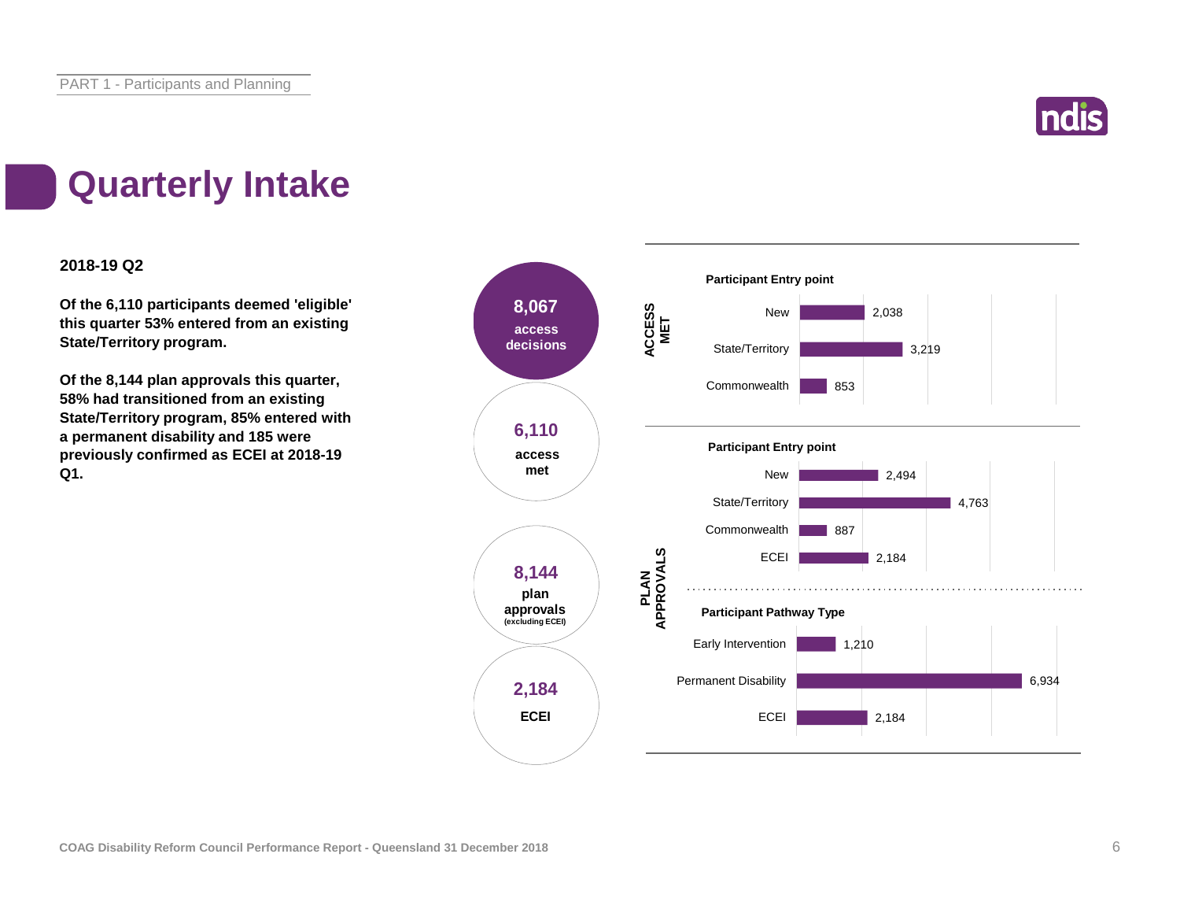# Quarterly Intake

**2018-19 Q2**

**Of the 6,110 participants deemed 'eligible' this quarter 53% entered from an existing State/Territory program.**

**Of the 8,144 plan approvals this quarter, 58% had transitioned from an existing State/Territory program, 85% entered with a permanent disability and 185 were previously confirmed as ECEI at 2018-19 Q1.**

**8,067** access decisions

**6,110** access met

**8,144** plan approvals (excluding ECEI)

**2,184** ECEI

**ACCESS MET**

**Participant Entry point**

| Entry point | Count |
|---|---|
| New | 2,038 |
| State/Territory | 3,219 |
| Commonwealth | 853 |

**PLAN APPROVALS**

**Participant Entry point**

| Entry point | Count |
|---|---|
| New | 2,494 |
| State/Territory | 4,763 |
| Commonwealth | 887 |
| ECEI | 2,184 |

**Participant Pathway Type**

| Pathway Type | Count |
|---|---|
| Early Intervention | 1,210 |
| Permanent Disability | 6,934 |
| ECEI | 2,184 |

COAG Disability Reform Council Performance Report - Queensland 31 December 2018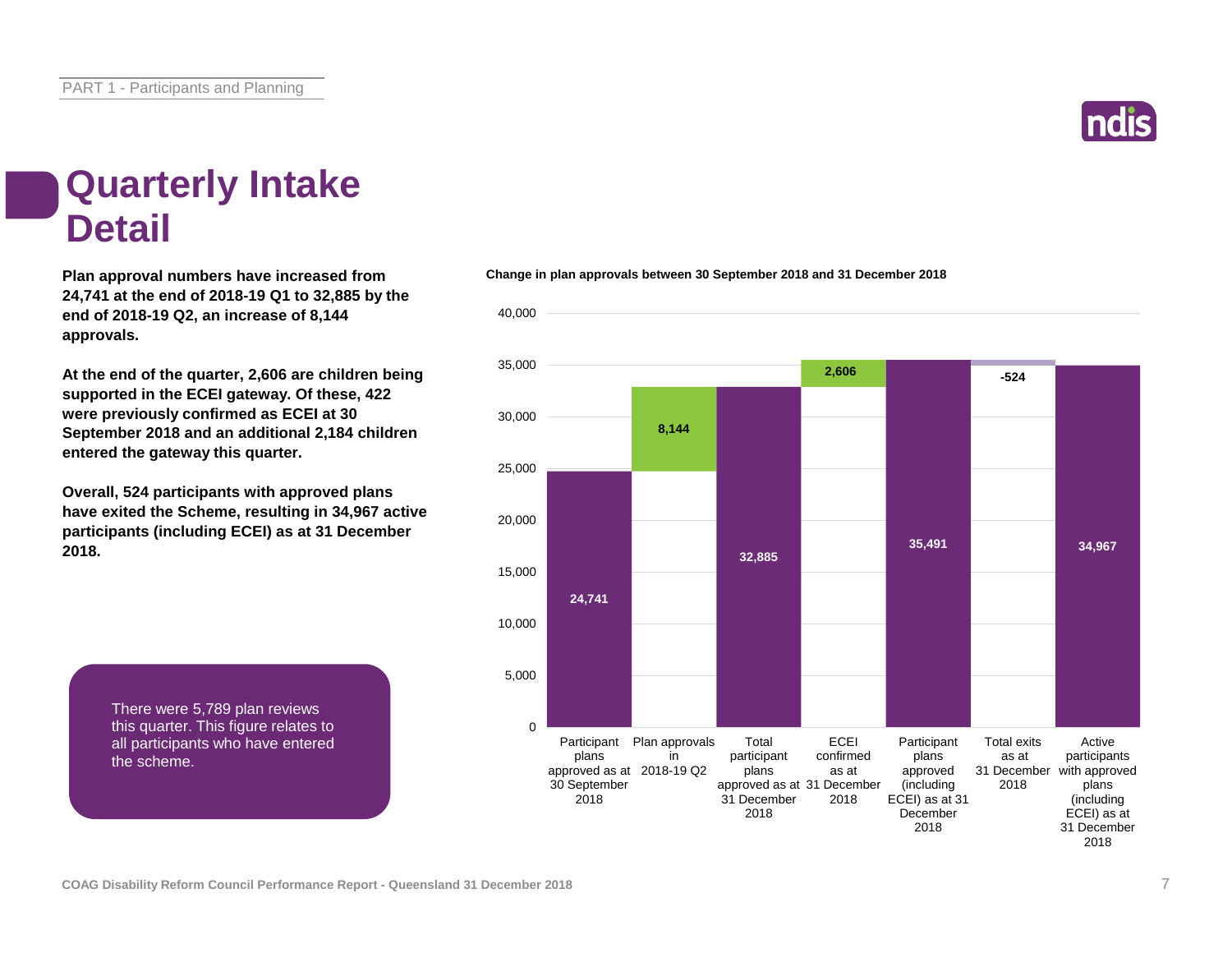# Quarterly Intake Detail

**Plan approval numbers have increased from 24,741 at the end of 2018-19 Q1 to 32,885 by the end of 2018-19 Q2, an increase of 8,144 approvals.**

**At the end of the quarter, 2,606 are children being supported in the ECEI gateway. Of these, 422 were previously confirmed as ECEI at 30 September 2018 and an additional 2,184 children entered the gateway this quarter.**

**Overall, 524 participants with approved plans have exited the Scheme, resulting in 34,967 active participants (including ECEI) as at 31 December 2018.**

There were 5,789 plan reviews this quarter. This figure relates to all participants who have entered the scheme.

**Change in plan approvals between 30 September 2018 and 31 December 2018**

| Category | Value |
| --- | --- |
| Participant plans approved as at 30 September 2018 | 24,741 |
| Plan approvals in 2018-19 Q2 | 8,144 |
| Total participant plans approved as at 31 December 2018 | 32,885 |
| ECEI confirmed as at 31 December 2018 | 2,606 |
| Participant plans approved (including ECEI) as at 31 December 2018 | 35,491 |
| Total exits as at 31 December 2018 | -524 |
| Active participants with approved plans (including ECEI) as at 31 December 2018 | 34,967 |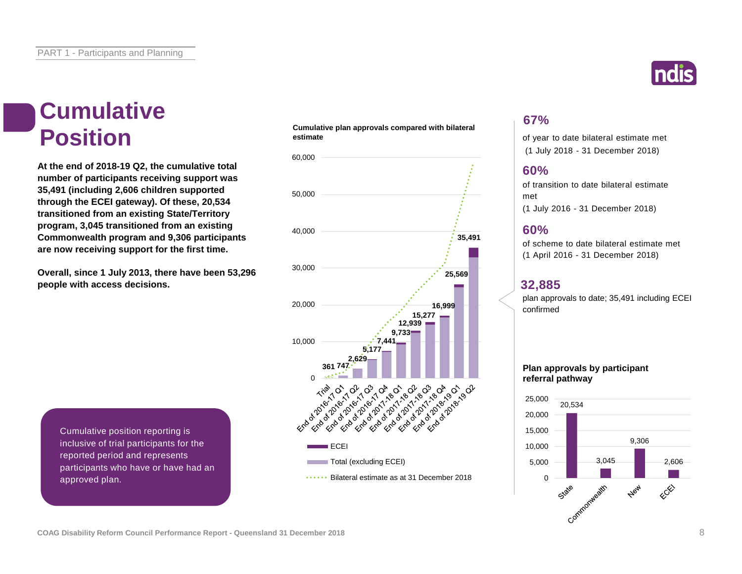# Cumulative Position

**At the end of 2018-19 Q2, the cumulative total number of participants receiving support was 35,491 (including 2,606 children supported through the ECEI gateway). Of these, 20,534 transitioned from an existing State/Territory program, 3,045 transitioned from an existing Commonwealth program and 9,306 participants are now receiving support for the first time.**

**Overall, since 1 July 2013, there have been 53,296 people with access decisions.**

Cumulative position reporting is inclusive of trial participants for the reported period and represents participants who have or have had an approved plan.

**Cumulative plan approvals compared with bilateral estimate**

| Period | Cumulative plan approvals |
|---|---|
| Trial | 361 |
| End of 2016-17 Q1 | 747 |
| End of 2016-17 Q2 | 2,629 |
| End of 2016-17 Q3 | 5,177 |
| End of 2016-17 Q4 | 7,441 |
| End of 2017-18 Q1 | 9,733 |
| End of 2017-18 Q2 | 12,939 |
| End of 2017-18 Q3 | 15,277 |
| End of 2017-18 Q4 | 16,999 |
| End of 2018-19 Q1 | 25,569 |
| End of 2018-19 Q2 | 35,491 |

Legend: ECEI; Total (excluding ECEI); Bilateral estimate as at 31 December 2018

**67%**
of year to date bilateral estimate met
(1 July 2018 - 31 December 2018)

**60%**
of transition to date bilateral estimate met
(1 July 2016 - 31 December 2018)

**60%**
of scheme to date bilateral estimate met
(1 April 2016 - 31 December 2018)

**32,885**
plan approvals to date; 35,491 including ECEI confirmed

**Plan approvals by participant referral pathway**

| Pathway | Plan approvals |
|---|---|
| State | 20,534 |
| Commonwealth | 3,045 |
| New | 9,306 |
| ECEI | 2,606 |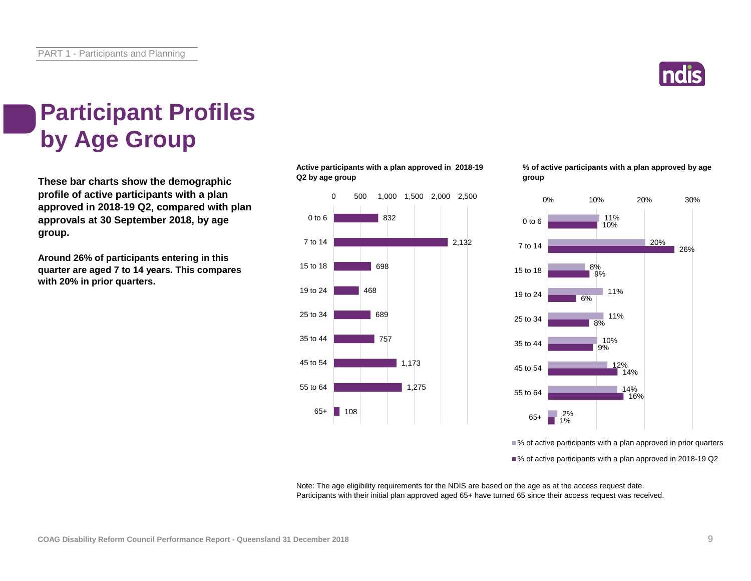# Participant Profiles by Age Group

**These bar charts show the demographic profile of active participants with a plan approved in 2018-19 Q2, compared with plan approvals at 30 September 2018, by age group.**

**Around 26% of participants entering in this quarter are aged 7 to 14 years. This compares with 20% in prior quarters.**

**Active participants with a plan approved in 2018-19 Q2 by age group**

| Age group | Active participants |
|---|---|
| 0 to 6 | 832 |
| 7 to 14 | 2,132 |
| 15 to 18 | 698 |
| 19 to 24 | 468 |
| 25 to 34 | 689 |
| 35 to 44 | 757 |
| 45 to 54 | 1,173 |
| 55 to 64 | 1,275 |
| 65+ | 108 |

**% of active participants with a plan approved by age group**

| Age group | % of active participants with a plan approved in prior quarters | % of active participants with a plan approved in 2018-19 Q2 |
|---|---|---|
| 0 to 6 | 11% | 10% |
| 7 to 14 | 20% | 26% |
| 15 to 18 | 8% | 9% |
| 19 to 24 | 11% | 6% |
| 25 to 34 | 11% | 8% |
| 35 to 44 | 10% | 9% |
| 45 to 54 | 12% | 14% |
| 55 to 64 | 14% | 16% |
| 65+ | 2% | 1% |

Note: The age eligibility requirements for the NDIS are based on the age as at the access request date. Participants with their initial plan approved aged 65+ have turned 65 since their access request was received.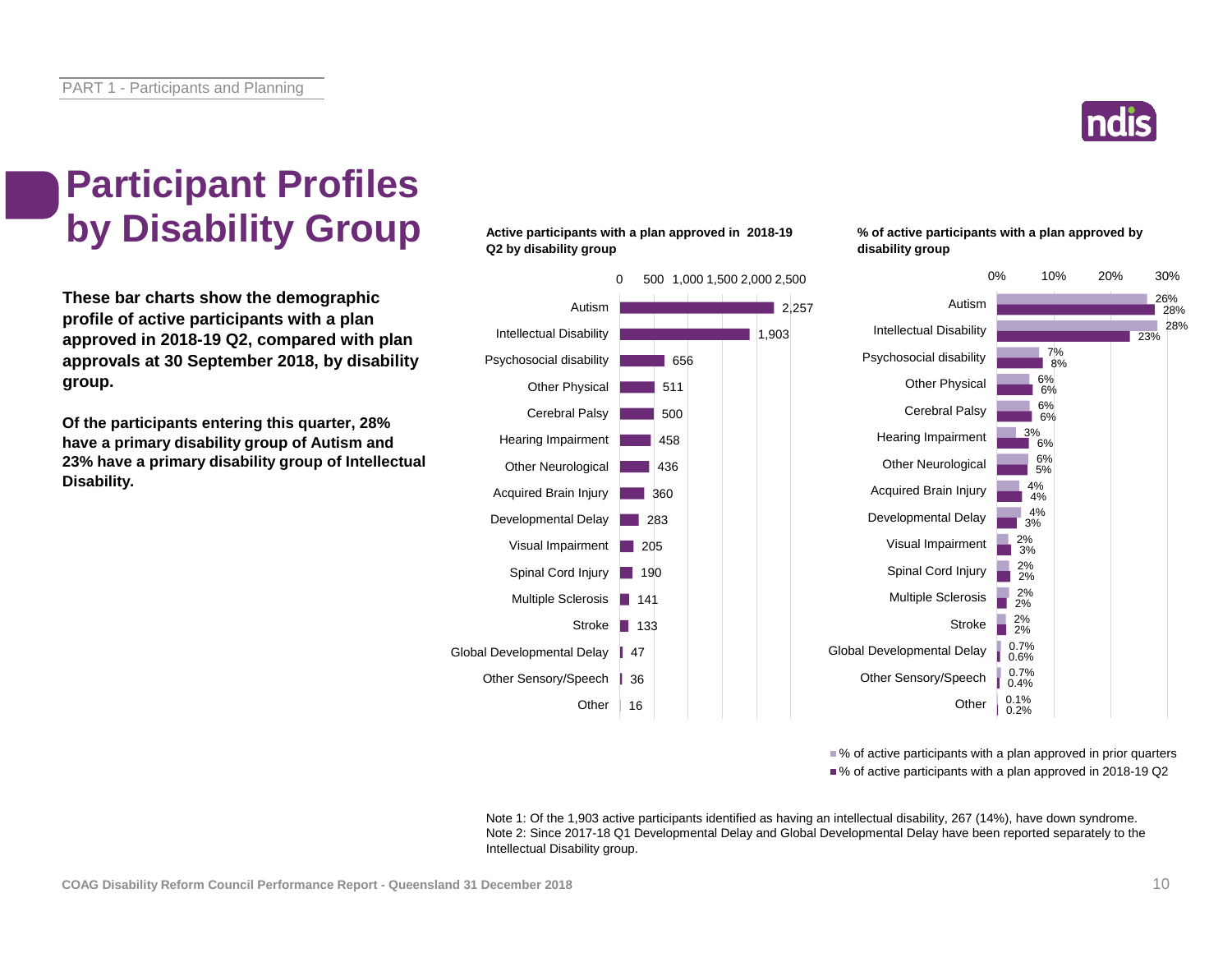# Participant Profiles by Disability Group

**These bar charts show the demographic profile of active participants with a plan approved in 2018-19 Q2, compared with plan approvals at 30 September 2018, by disability group.**

**Of the participants entering this quarter, 28% have a primary disability group of Autism and 23% have a primary disability group of Intellectual Disability.**

**Active participants with a plan approved in 2018-19 Q2 by disability group**

| Disability group | Active participants |
|---|---|
| Autism | 2,257 |
| Intellectual Disability | 1,903 |
| Psychosocial disability | 656 |
| Other Physical | 511 |
| Cerebral Palsy | 500 |
| Hearing Impairment | 458 |
| Other Neurological | 436 |
| Acquired Brain Injury | 360 |
| Developmental Delay | 283 |
| Visual Impairment | 205 |
| Spinal Cord Injury | 190 |
| Multiple Sclerosis | 141 |
| Stroke | 133 |
| Global Developmental Delay | 47 |
| Other Sensory/Speech | 36 |
| Other | 16 |

**% of active participants with a plan approved by disability group**

| Disability group | % of active participants with a plan approved in prior quarters | % of active participants with a plan approved in 2018-19 Q2 |
|---|---|---|
| Autism | 26% | 28% |
| Intellectual Disability | 28% | 23% |
| Psychosocial disability | 7% | 8% |
| Other Physical | 6% | 6% |
| Cerebral Palsy | 6% | 6% |
| Hearing Impairment | 3% | 6% |
| Other Neurological | 6% | 5% |
| Acquired Brain Injury | 4% | 4% |
| Developmental Delay | 4% | 3% |
| Visual Impairment | 2% | 3% |
| Spinal Cord Injury | 2% | 2% |
| Multiple Sclerosis | 2% | 2% |
| Stroke | 2% | 2% |
| Global Developmental Delay | 0.7% | 0.6% |
| Other Sensory/Speech | 0.7% | 0.4% |
| Other | 0.1% | 0.2% |

Note 1: Of the 1,903 active participants identified as having an intellectual disability, 267 (14%), have down syndrome.
Note 2: Since 2017-18 Q1 Developmental Delay and Global Developmental Delay have been reported separately to the Intellectual Disability group.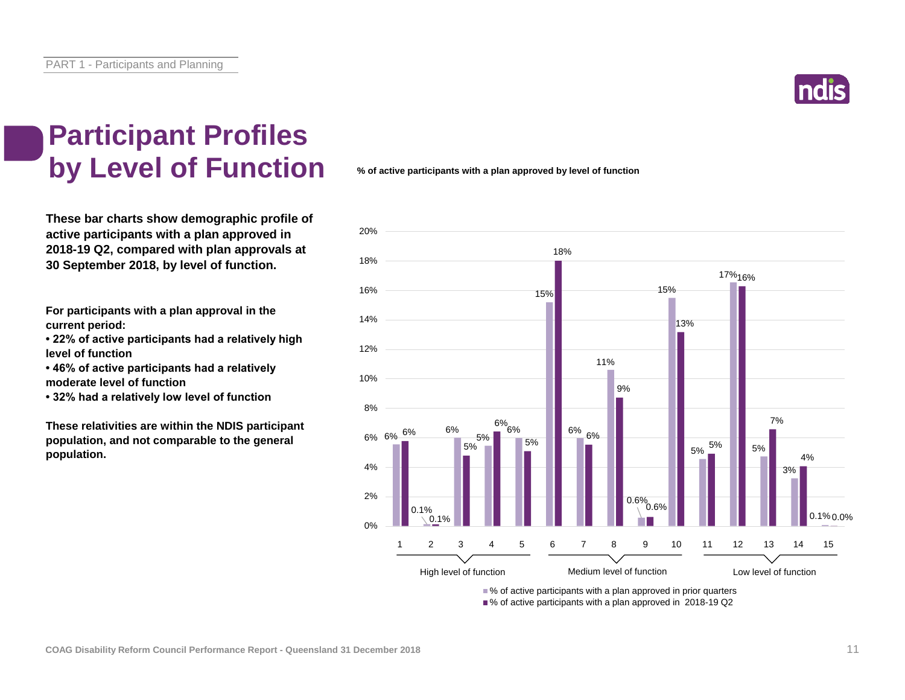# Participant Profiles by Level of Function

**These bar charts show demographic profile of active participants with a plan approved in 2018-19 Q2, compared with plan approvals at 30 September 2018, by level of function.**

**For participants with a plan approval in the current period:**
**• 22% of active participants had a relatively high level of function**
**• 46% of active participants had a relatively moderate level of function**
**• 32% had a relatively low level of function**

**These relativities are within the NDIS participant population, and not comparable to the general population.**

**% of active participants with a plan approved by level of function**

| Level of function | Group | % of active participants with a plan approved in prior quarters | % of active participants with a plan approved in 2018-19 Q2 |
|---|---|---|---|
| 1 | High level of function | 6% | 6% |
| 2 | High level of function | 0.1% | 0.1% |
| 3 | High level of function | 6% | 5% |
| 4 | High level of function | 5% | 6% |
| 5 | High level of function | 6% | 5% |
| 6 | Medium level of function | 15% | 18% |
| 7 | Medium level of function | 6% | 6% |
| 8 | Medium level of function | 11% | 9% |
| 9 | Medium level of function | 0.6% | 0.6% |
| 10 | Medium level of function | 15% | 13% |
| 11 | Low level of function | 5% | 5% |
| 12 | Low level of function | 17% | 16% |
| 13 | Low level of function | 5% | 7% |
| 14 | Low level of function | 3% | 4% |
| 15 | Low level of function | 0.1% | 0.0% |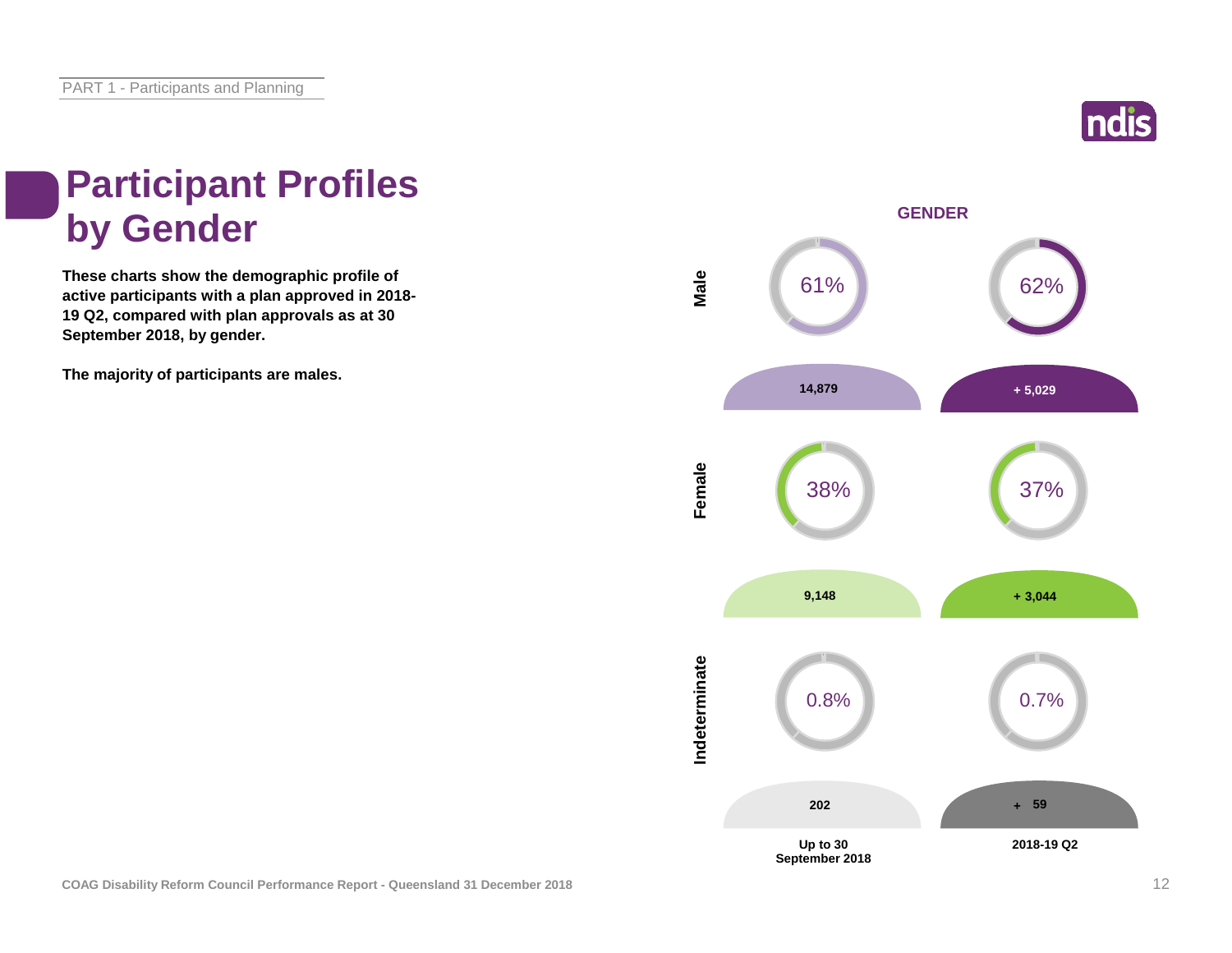# Participant Profiles by Gender

**These charts show the demographic profile of active participants with a plan approved in 2018-19 Q2, compared with plan approvals as at 30 September 2018, by gender.**

**The majority of participants are males.**

**GENDER**

| | Up to 30 September 2018 | | 2018-19 Q2 | |
|---|---|---|---|---|
| | % | Number | % | Number |
| Male | 61% | 14,879 | 62% | + 5,029 |
| Female | 38% | 9,148 | 37% | + 3,044 |
| Indeterminate | 0.8% | 202 | 0.7% | + 59 |

COAG Disability Reform Council Performance Report - Queensland 31 December 2018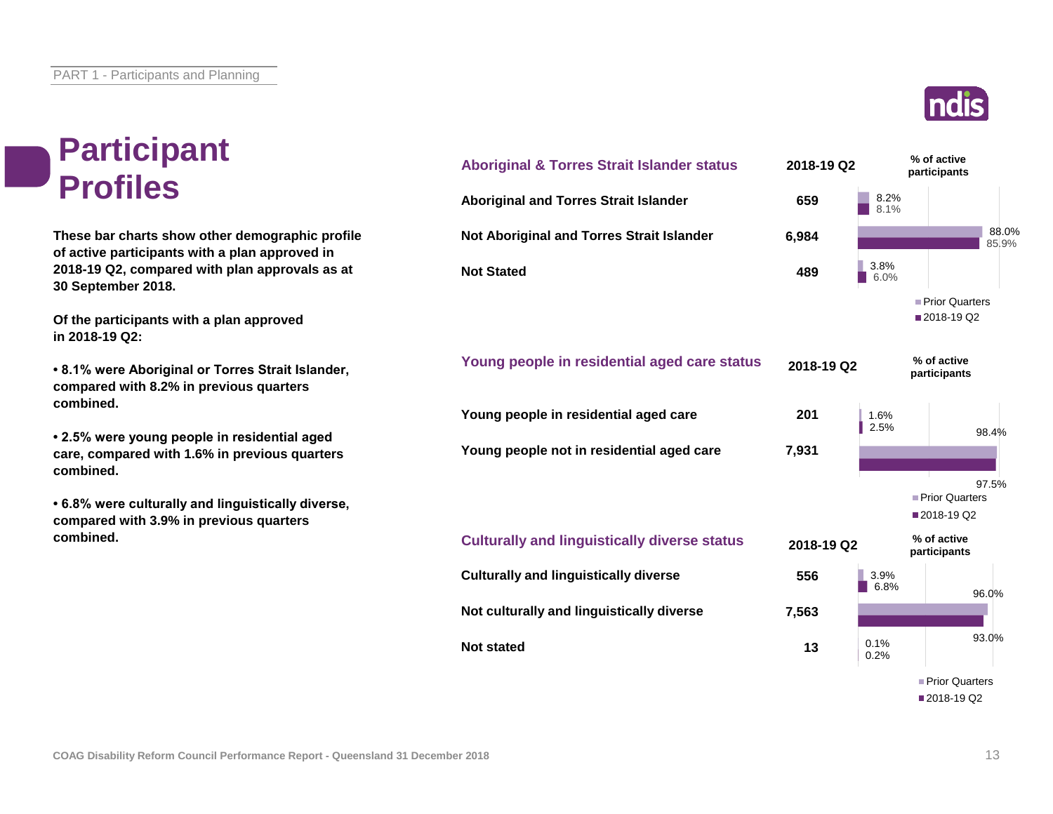# Participant Profiles

**These bar charts show other demographic profile of active participants with a plan approved in 2018-19 Q2, compared with plan approvals as at 30 September 2018.**

**Of the participants with a plan approved in 2018-19 Q2:**

- **8.1% were Aboriginal or Torres Strait Islander, compared with 8.2% in previous quarters combined.**
- **2.5% were young people in residential aged care, compared with 1.6% in previous quarters combined.**
- **6.8% were culturally and linguistically diverse, compared with 3.9% in previous quarters combined.**

| Aboriginal & Torres Strait Islander status | 2018-19 Q2 | % of active participants – Prior Quarters | % of active participants – 2018-19 Q2 |
|---|---|---|---|
| Aboriginal and Torres Strait Islander | 659 | 8.2% | 8.1% |
| Not Aboriginal and Torres Strait Islander | 6,984 | 88.0% | 85.9% |
| Not Stated | 489 | 3.8% | 6.0% |

| Young people in residential aged care status | 2018-19 Q2 | % of active participants – Prior Quarters | % of active participants – 2018-19 Q2 |
|---|---|---|---|
| Young people in residential aged care | 201 | 1.6% | 2.5% |
| Young people not in residential aged care | 7,931 | 98.4% | 97.5% |

| Culturally and linguistically diverse status | 2018-19 Q2 | % of active participants – Prior Quarters | % of active participants – 2018-19 Q2 |
|---|---|---|---|
| Culturally and linguistically diverse | 556 | 3.9% | 6.8% |
| Not culturally and linguistically diverse | 7,563 | 96.0% | 93.0% |
| Not stated | 13 | 0.1% | 0.2% |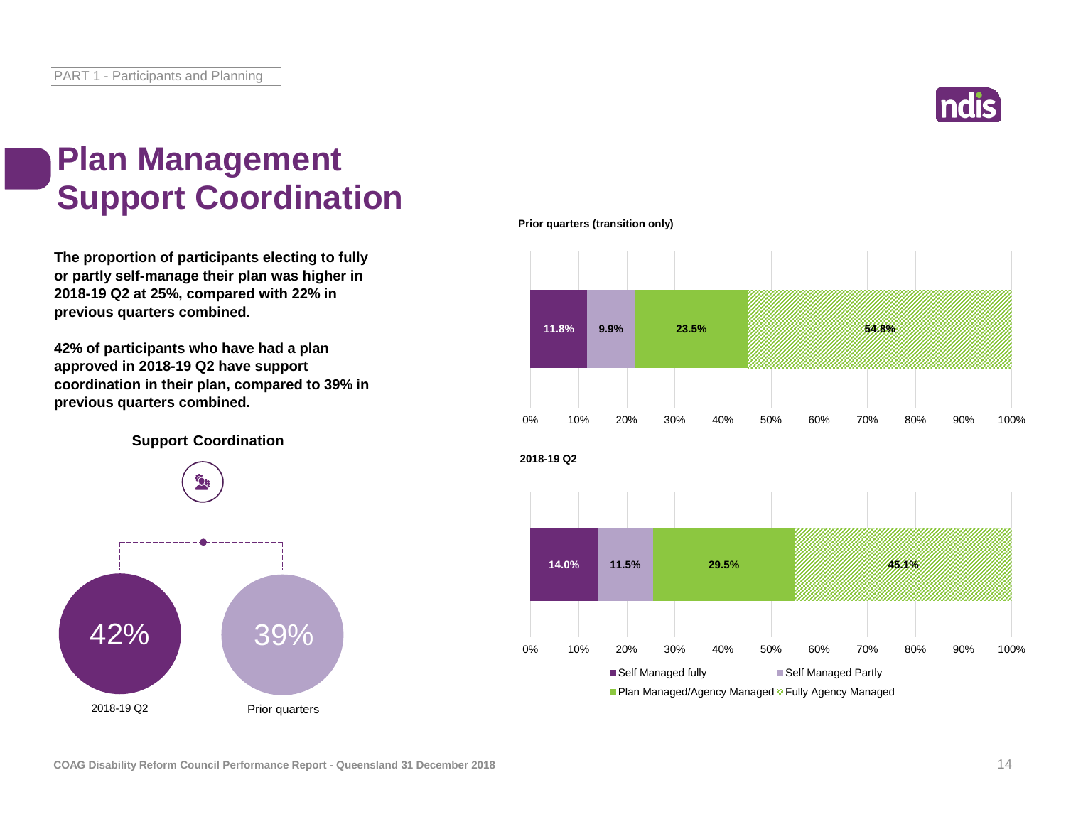# Plan Management Support Coordination

**The proportion of participants electing to fully or partly self-manage their plan was higher in 2018-19 Q2 at 25%, compared with 22% in previous quarters combined.**

**42% of participants who have had a plan approved in 2018-19 Q2 have support coordination in their plan, compared to 39% in previous quarters combined.**

**Support Coordination**

| 2018-19 Q2 | Prior quarters |
|---|---|
| 42% | 39% |

**Prior quarters (transition only)**

| Self Managed fully | Self Managed Partly | Plan Managed/Agency Managed | Fully Agency Managed |
|---|---|---|---|
| 11.8% | 9.9% | 23.5% | 54.8% |

**2018-19 Q2**

| Self Managed fully | Self Managed Partly | Plan Managed/Agency Managed | Fully Agency Managed |
|---|---|---|---|
| 14.0% | 11.5% | 29.5% | 45.1% |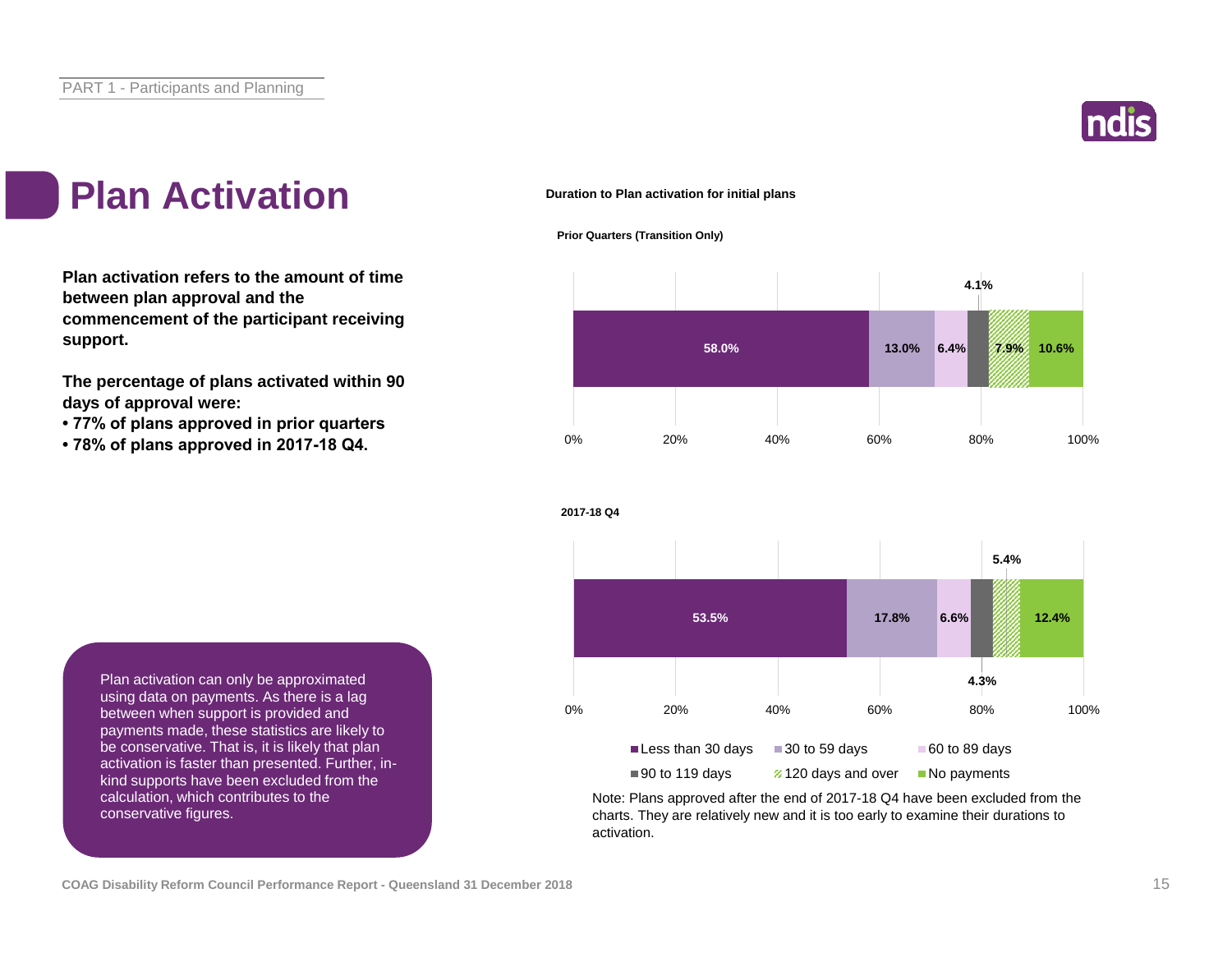# Plan Activation

**Plan activation refers to the amount of time between plan approval and the commencement of the participant receiving support.**

**The percentage of plans activated within 90 days of approval were:**

- **77% of plans approved in prior quarters**
- **78% of plans approved in 2017-18 Q4.**

Plan activation can only be approximated using data on payments. As there is a lag between when support is provided and payments made, these statistics are likely to be conservative. That is, it is likely that plan activation is faster than presented. Further, in-kind supports have been excluded from the calculation, which contributes to the conservative figures.

**Duration to Plan activation for initial plans**

| | Less than 30 days | 30 to 59 days | 60 to 89 days | 90 to 119 days | 120 days and over | No payments |
|---|---|---|---|---|---|---|
| Prior Quarters (Transition Only) | 58.0% | 13.0% | 6.4% | 4.1% | 7.9% | 10.6% |
| 2017-18 Q4 | 53.5% | 17.8% | 6.6% | 4.3% | 5.4% | 12.4% |

Note: Plans approved after the end of 2017-18 Q4 have been excluded from the charts. They are relatively new and it is too early to examine their durations to activation.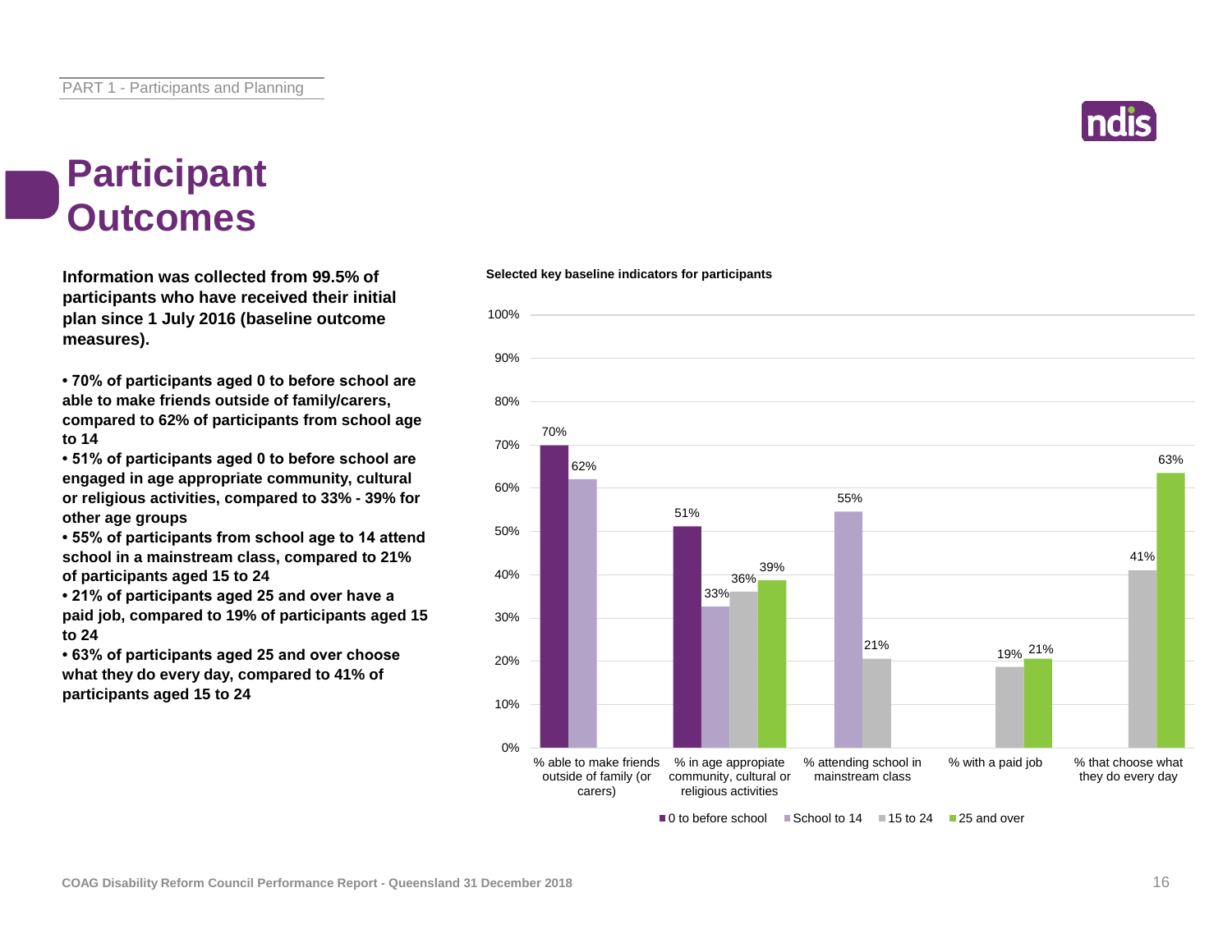# Participant Outcomes

**Information was collected from 99.5% of participants who have received their initial plan since 1 July 2016 (baseline outcome measures).**

- **70% of participants aged 0 to before school are able to make friends outside of family/carers, compared to 62% of participants from school age to 14**
- **51% of participants aged 0 to before school are engaged in age appropriate community, cultural or religious activities, compared to 33% - 39% for other age groups**
- **55% of participants from school age to 14 attend school in a mainstream class, compared to 21% of participants aged 15 to 24**
- **21% of participants aged 25 and over have a paid job, compared to 19% of participants aged 15 to 24**
- **63% of participants aged 25 and over choose what they do every day, compared to 41% of participants aged 15 to 24**

**Selected key baseline indicators for participants**

| Indicator | 0 to before school | School to 14 | 15 to 24 | 25 and over |
|---|---|---|---|---|
| % able to make friends outside of family (or carers) | 70% | 62% | | |
| % in age appropriate community, cultural or religious activities | 51% | 33% | 36% | 39% |
| % attending school in mainstream class | | 55% | 21% | |
| % with a paid job | | | 19% | 21% |
| % that choose what they do every day | | | 41% | 63% |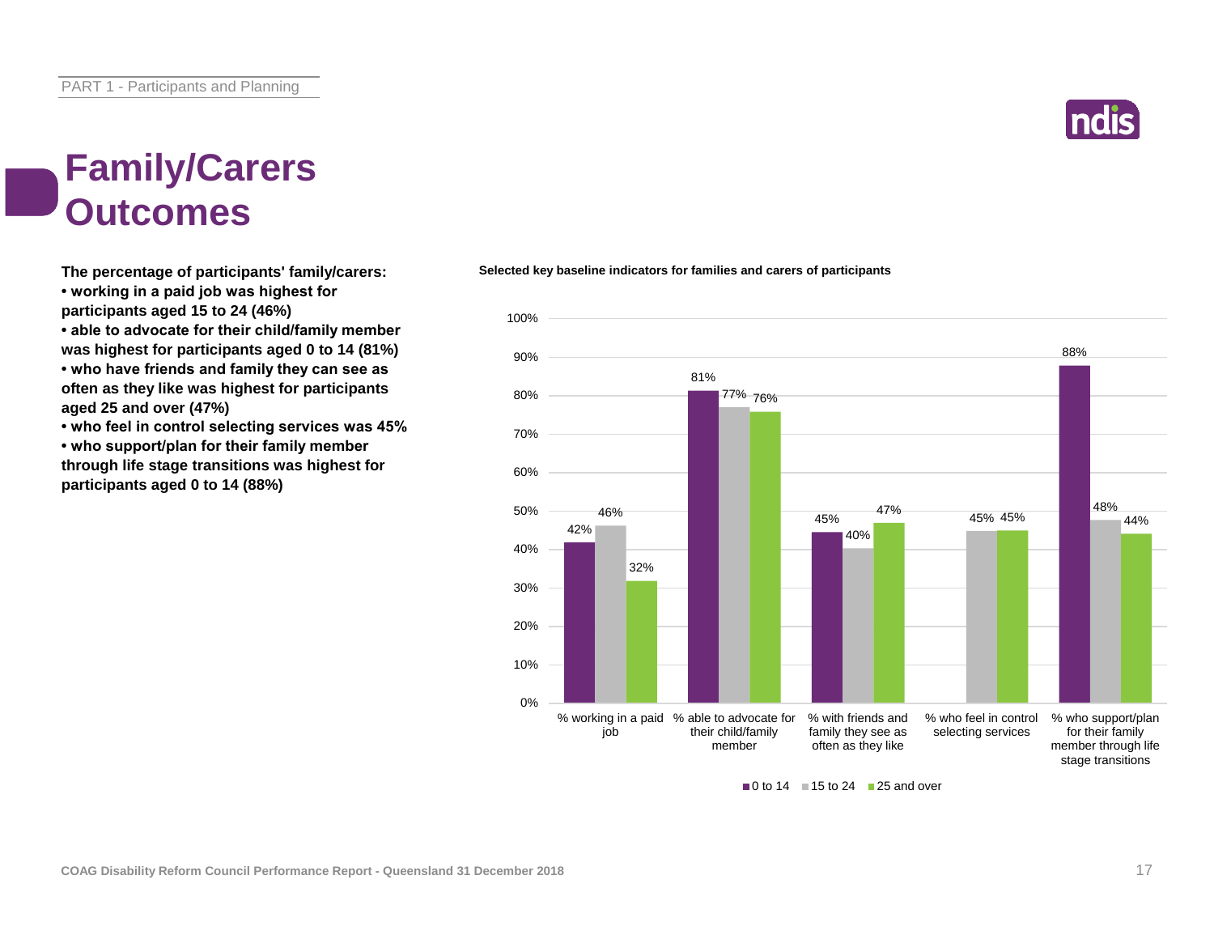# Family/Carers Outcomes

**The percentage of participants' family/carers:**

- **working in a paid job was highest for participants aged 15 to 24 (46%)**
- **able to advocate for their child/family member was highest for participants aged 0 to 14 (81%)**
- **who have friends and family they can see as often as they like was highest for participants aged 25 and over (47%)**
- **who feel in control selecting services was 45%**
- **who support/plan for their family member through life stage transitions was highest for participants aged 0 to 14 (88%)**

**Selected key baseline indicators for families and carers of participants**

| Indicator | 0 to 14 | 15 to 24 | 25 and over |
|---|---|---|---|
| % working in a paid job | 42% | 46% | 32% |
| % able to advocate for their child/family member | 81% | 77% | 76% |
| % with friends and family they see as often as they like | 45% | 40% | 47% |
| % who feel in control selecting services | | 45% | 45% |
| % who support/plan for their family member through life stage transitions | 88% | 48% | 44% |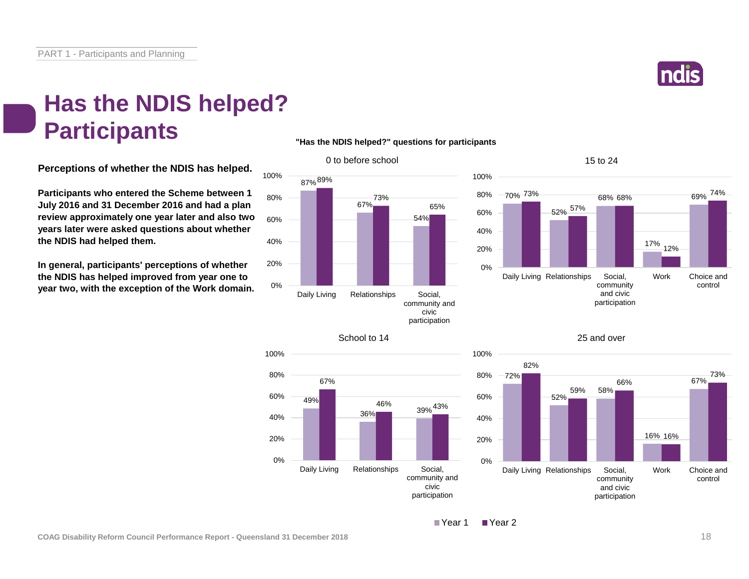# Has the NDIS helped? Participants

**Perceptions of whether the NDIS has helped.**

**Participants who entered the Scheme between 1 July 2016 and 31 December 2016 and had a plan review approximately one year later and also two years later were asked questions about whether the NDIS had helped them.**

**In general, participants' perceptions of whether the NDIS has helped improved from year one to year two, with the exception of the Work domain.**

**"Has the NDIS helped?" questions for participants**

**0 to before school**

| Domain | Year 1 | Year 2 |
|---|---|---|
| Daily Living | 87% | 89% |
| Relationships | 67% | 73% |
| Social, community and civic participation | 54% | 65% |

**School to 14**

| Domain | Year 1 | Year 2 |
|---|---|---|
| Daily Living | 49% | 67% |
| Relationships | 36% | 46% |
| Social, community and civic participation | 39% | 43% |

**15 to 24**

| Domain | Year 1 | Year 2 |
|---|---|---|
| Daily Living | 70% | 73% |
| Relationships | 52% | 57% |
| Social, community and civic participation | 68% | 68% |
| Work | 17% | 12% |
| Choice and control | 69% | 74% |

**25 and over**

| Domain | Year 1 | Year 2 |
|---|---|---|
| Daily Living | 72% | 82% |
| Relationships | 52% | 59% |
| Social, community and civic participation | 58% | 66% |
| Work | 16% | 16% |
| Choice and control | 67% | 73% |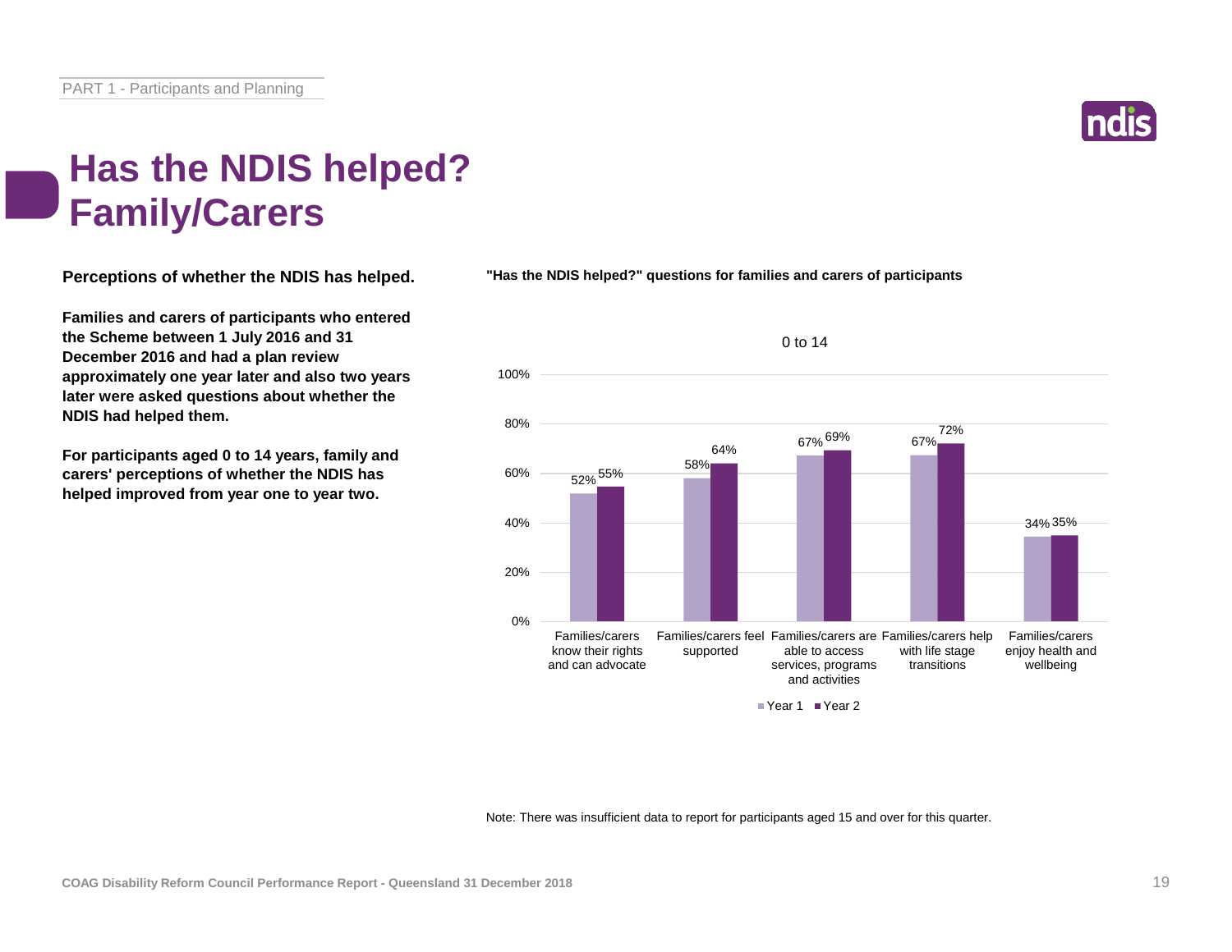# Has the NDIS helped? Family/Carers

**Perceptions of whether the NDIS has helped.**

**Families and carers of participants who entered the Scheme between 1 July 2016 and 31 December 2016 and had a plan review approximately one year later and also two years later were asked questions about whether the NDIS had helped them.**

**For participants aged 0 to 14 years, family and carers' perceptions of whether the NDIS has helped improved from year one to year two.**

**"Has the NDIS helped?" questions for families and carers of participants**

0 to 14

| | Year 1 | Year 2 |
|---|---|---|
| Families/carers know their rights and can advocate | 52% | 55% |
| Families/carers feel supported | 58% | 64% |
| Families/carers are able to access services, programs and activities | 67% | 69% |
| Families/carers help with life stage transitions | 67% | 72% |
| Families/carers enjoy health and wellbeing | 34% | 35% |

Note: There was insufficient data to report for participants aged 15 and over for this quarter.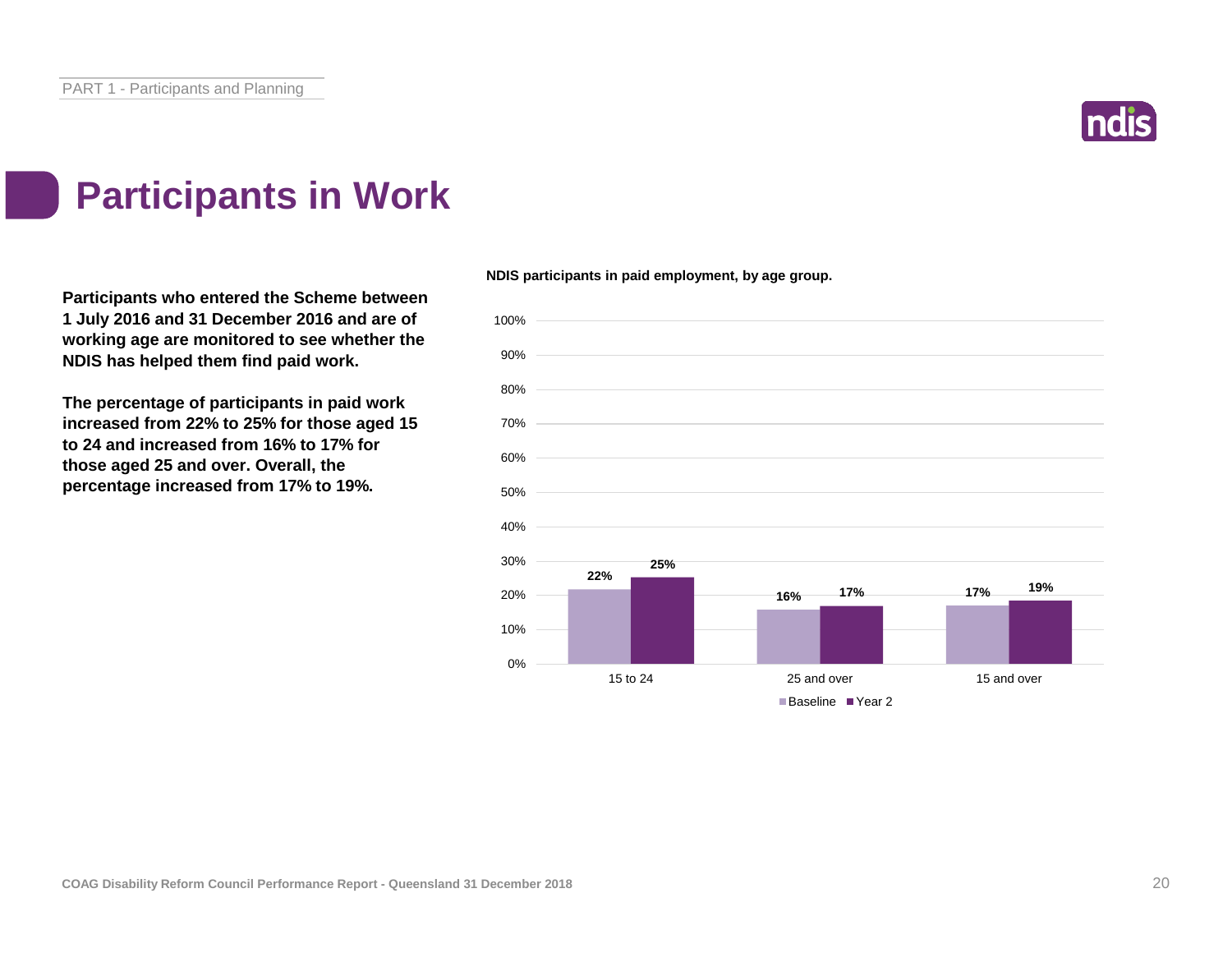# Participants in Work

**Participants who entered the Scheme between 1 July 2016 and 31 December 2016 and are of working age are monitored to see whether the NDIS has helped them find paid work.**

**The percentage of participants in paid work increased from 22% to 25% for those aged 15 to 24 and increased from 16% to 17% for those aged 25 and over. Overall, the percentage increased from 17% to 19%.**

**NDIS participants in paid employment, by age group.**

| Age group | Baseline | Year 2 |
|---|---|---|
| 15 to 24 | 22% | 25% |
| 25 and over | 16% | 17% |
| 15 and over | 17% | 19% |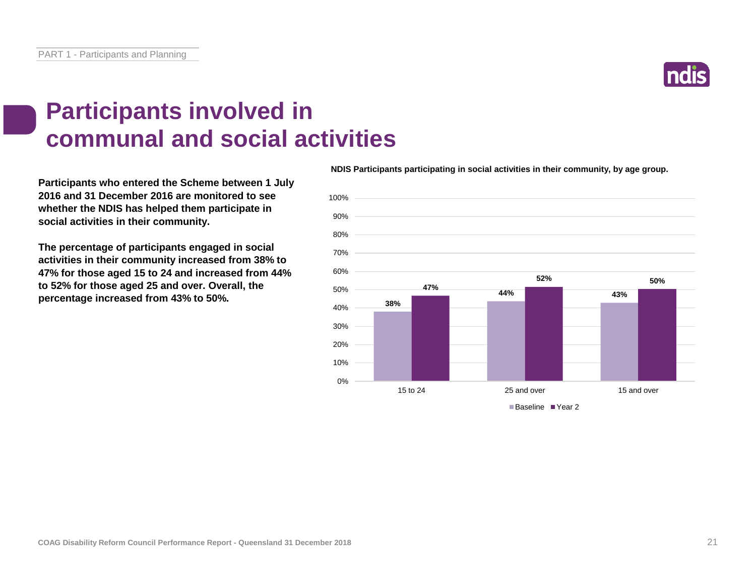# Participants involved in communal and social activities

**Participants who entered the Scheme between 1 July 2016 and 31 December 2016 are monitored to see whether the NDIS has helped them participate in social activities in their community.**

**The percentage of participants engaged in social activities in their community increased from 38% to 47% for those aged 15 to 24 and increased from 44% to 52% for those aged 25 and over. Overall, the percentage increased from 43% to 50%.**

**NDIS Participants participating in social activities in their community, by age group.**

| Age group | Baseline | Year 2 |
|---|---|---|
| 15 to 24 | 38% | 47% |
| 25 and over | 44% | 52% |
| 15 and over | 43% | 50% |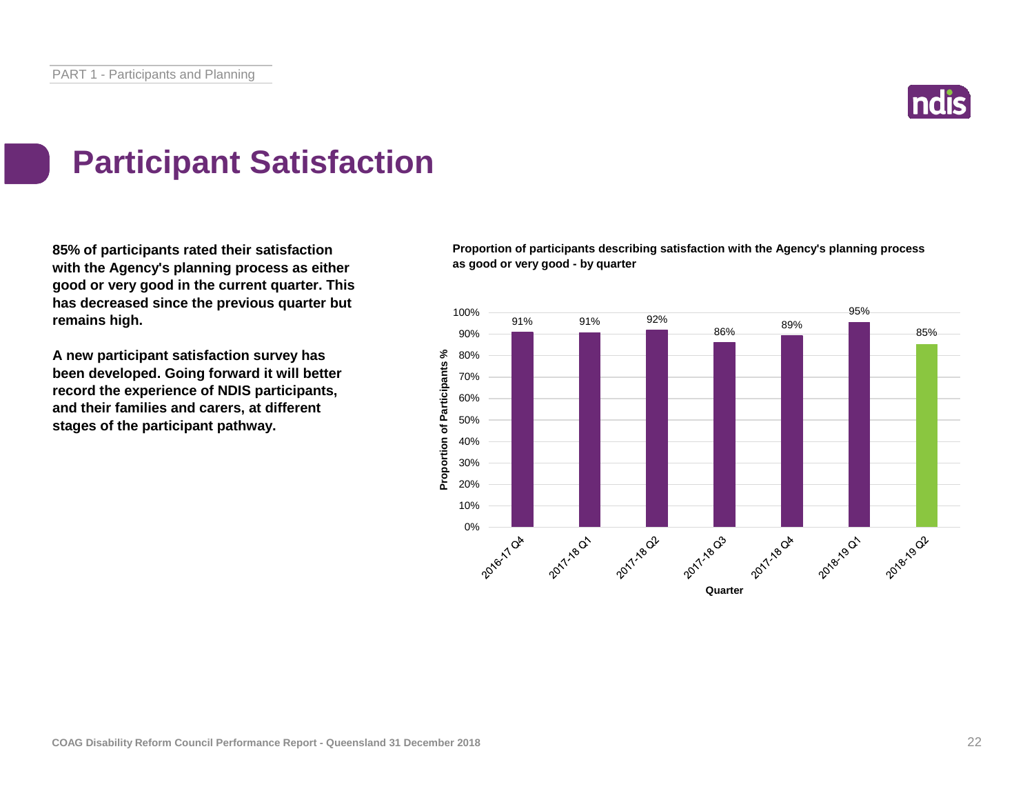# Participant Satisfaction

**85% of participants rated their satisfaction with the Agency's planning process as either good or very good in the current quarter. This has decreased since the previous quarter but remains high.**

**A new participant satisfaction survey has been developed. Going forward it will better record the experience of NDIS participants, and their families and carers, at different stages of the participant pathway.**

**Proportion of participants describing satisfaction with the Agency's planning process as good or very good - by quarter**

| Quarter | Proportion of Participants % |
|---|---|
| 2016-17 Q4 | 91% |
| 2017-18 Q1 | 91% |
| 2017-18 Q2 | 92% |
| 2017-18 Q3 | 86% |
| 2017-18 Q4 | 89% |
| 2018-19 Q1 | 95% |
| 2018-19 Q2 | 85% |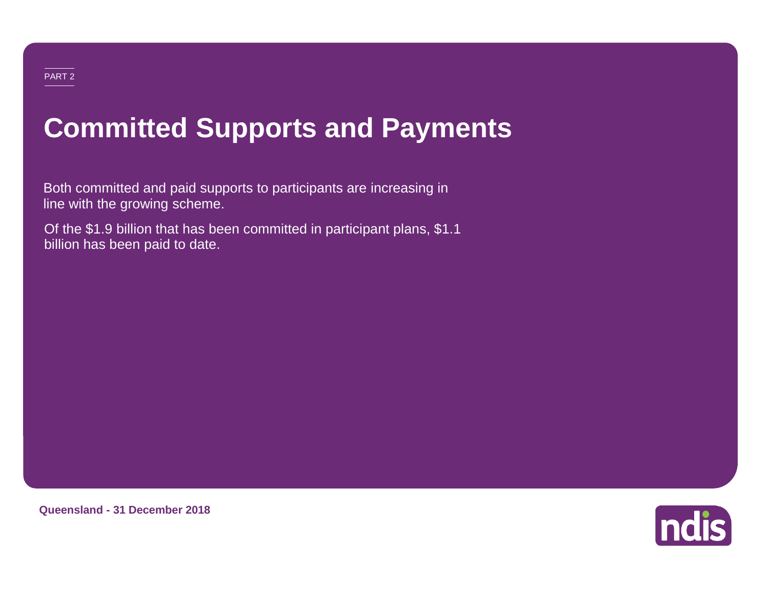PART 2

# Committed Supports and Payments

Both committed and paid supports to participants are increasing in line with the growing scheme.

Of the $1.9 billion that has been committed in participant plans, $1.1 billion has been paid to date.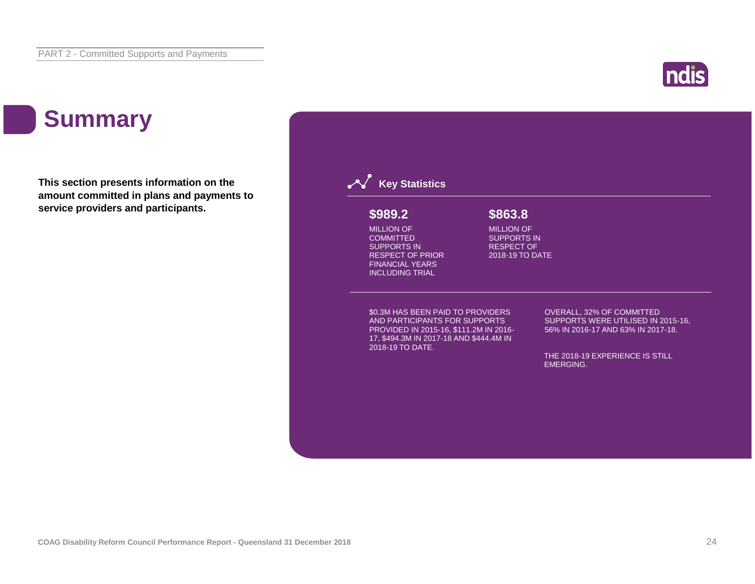# Summary

**This section presents information on the amount committed in plans and payments to service providers and participants.**

## Key Statistics

**$989.2**

MILLION OF COMMITTED SUPPORTS IN RESPECT OF PRIOR FINANCIAL YEARS INCLUDING TRIAL

**$863.8**

MILLION OF SUPPORTS IN RESPECT OF 2018-19 TO DATE

$0.3M HAS BEEN PAID TO PROVIDERS AND PARTICIPANTS FOR SUPPORTS PROVIDED IN 2015-16, $111.2M IN 2016-17, $494.3M IN 2017-18 AND $444.4M IN 2018-19 TO DATE.

OVERALL, 32% OF COMMITTED SUPPORTS WERE UTILISED IN 2015-16, 56% IN 2016-17 AND 63% IN 2017-18.

THE 2018-19 EXPERIENCE IS STILL EMERGING.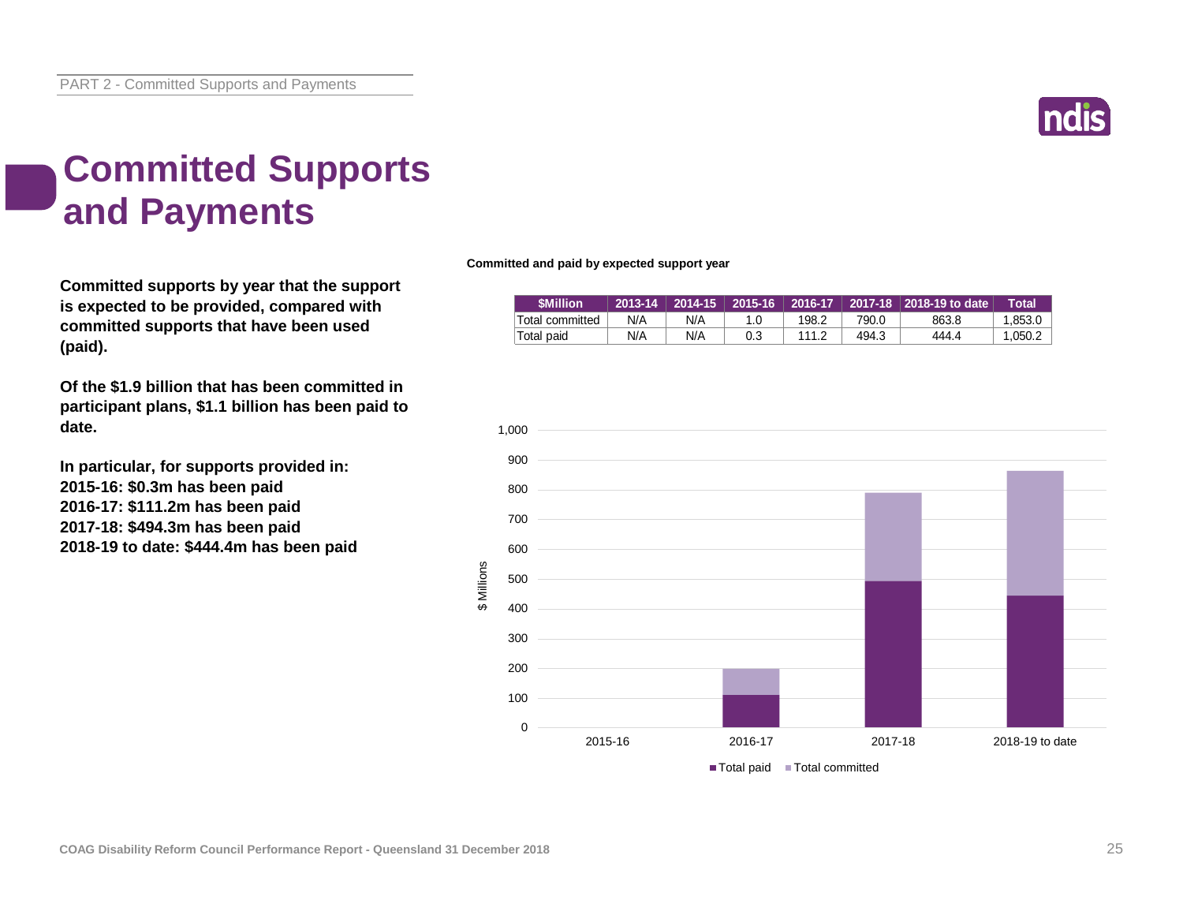# Committed Supports and Payments

**Committed supports by year that the support is expected to be provided, compared with committed supports that have been used (paid).**

**Of the $1.9 billion that has been committed in participant plans, $1.1 billion has been paid to date.**

**In particular, for supports provided in:**
**2015-16: $0.3m has been paid**
**2016-17: $111.2m has been paid**
**2017-18: $494.3m has been paid**
**2018-19 to date: $444.4m has been paid**

**Committed and paid by expected support year**

| $Million | 2013-14 | 2014-15 | 2015-16 | 2016-17 | 2017-18 | 2018-19 to date | Total |
|---|---|---|---|---|---|---|---|
| Total committed | N/A | N/A | 1.0 | 198.2 | 790.0 | 863.8 | 1,853.0 |
| Total paid | N/A | N/A | 0.3 | 111.2 | 494.3 | 444.4 | 1,050.2 |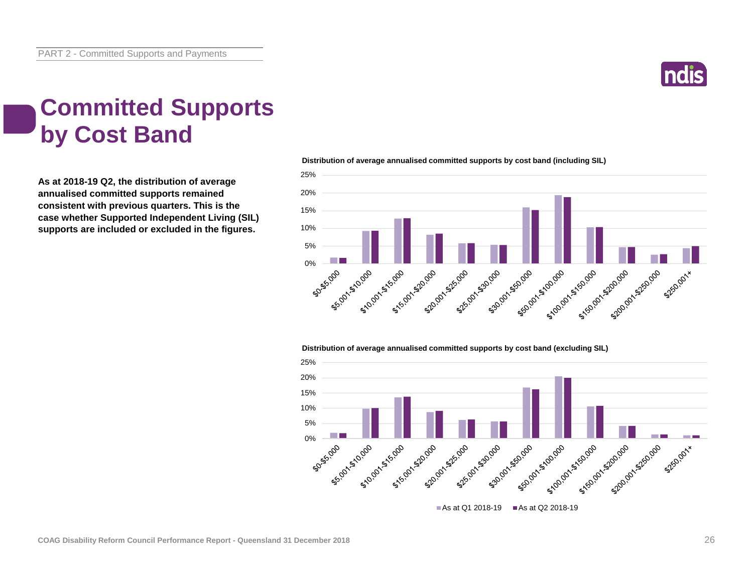# Committed Supports by Cost Band

**As at 2018-19 Q2, the distribution of average annualised committed supports remained consistent with previous quarters. This is the case whether Supported Independent Living (SIL) supports are included or excluded in the figures.**

**Distribution of average annualised committed supports by cost band (including SIL)**

**Distribution of average annualised committed supports by cost band (excluding SIL)**

As at Q1 2018-19 | As at Q2 2018-19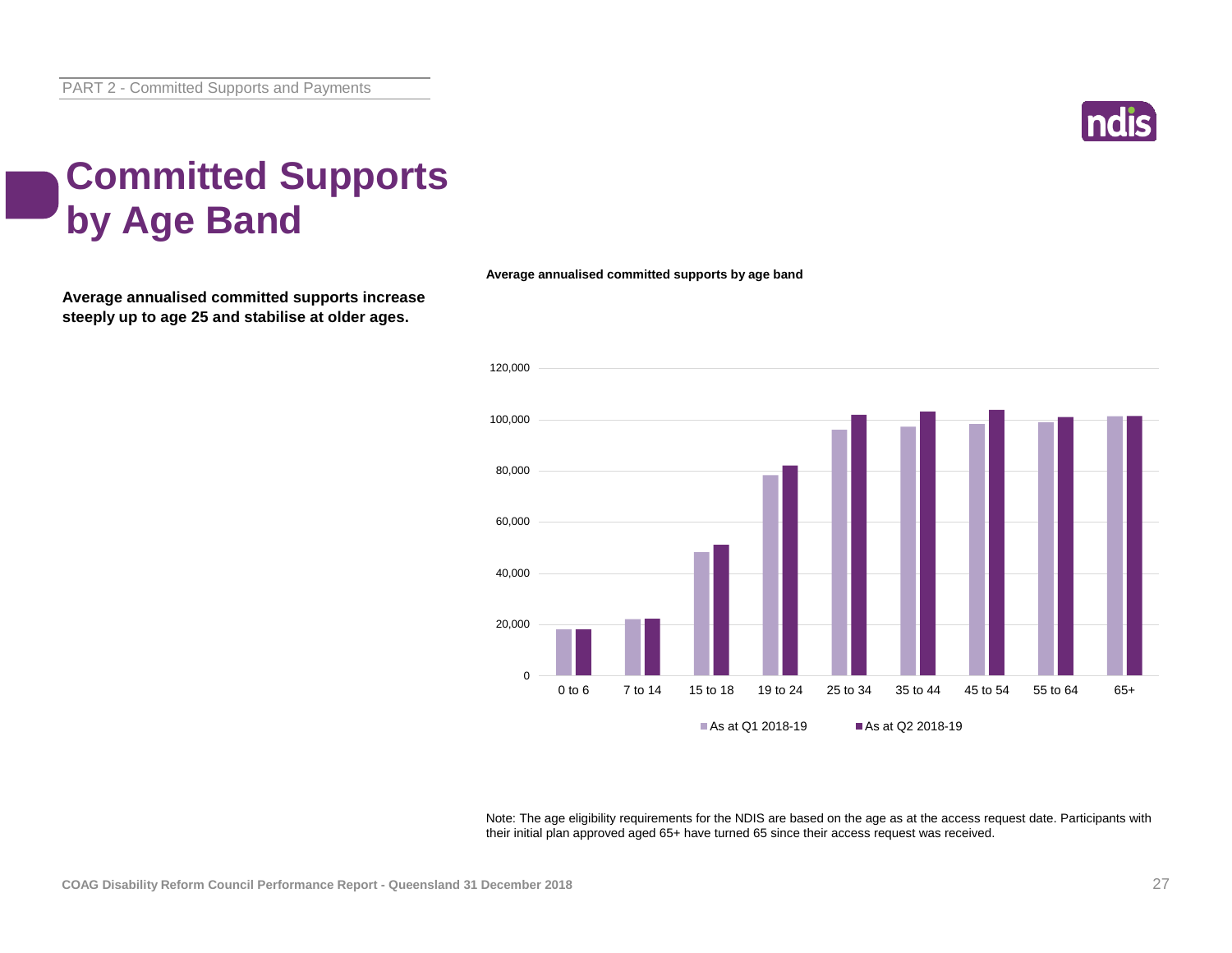# Committed Supports by Age Band

**Average annualised committed supports increase steeply up to age 25 and stabilise at older ages.**

**Average annualised committed supports by age band**

Note: The age eligibility requirements for the NDIS are based on the age as at the access request date. Participants with their initial plan approved aged 65+ have turned 65 since their access request was received.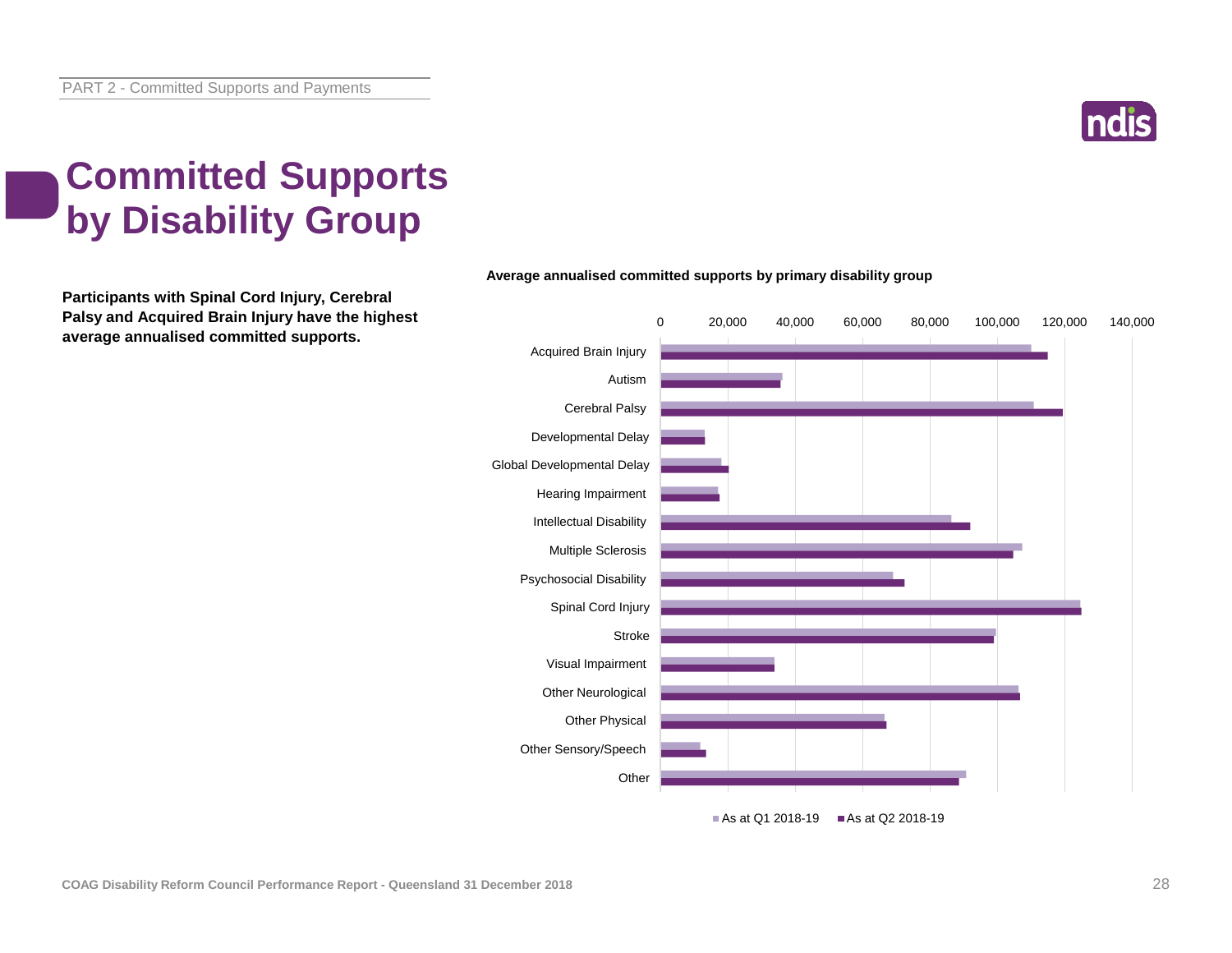# Committed Supports by Disability Group

**Participants with Spinal Cord Injury, Cerebral Palsy and Acquired Brain Injury have the highest average annualised committed supports.**

**Average annualised committed supports by primary disability group**

Categories: Acquired Brain Injury, Autism, Cerebral Palsy, Developmental Delay, Global Developmental Delay, Hearing Impairment, Intellectual Disability, Multiple Sclerosis, Psychosocial Disability, Spinal Cord Injury, Stroke, Visual Impairment, Other Neurological, Other Physical, Other Sensory/Speech, Other

Axis: 0, 20,000, 40,000, 60,000, 80,000, 100,000, 120,000, 140,000

Legend: As at Q1 2018-19; As at Q2 2018-19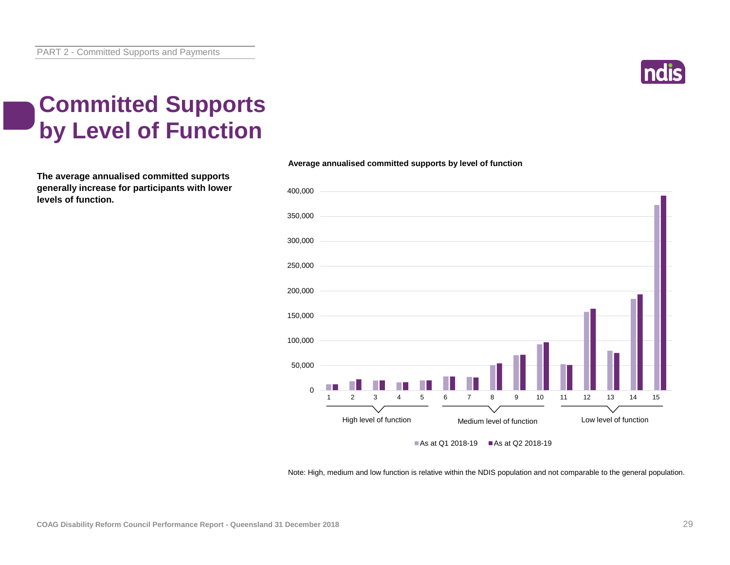# Committed Supports by Level of Function

**The average annualised committed supports generally increase for participants with lower levels of function.**

**Average annualised committed supports by level of function**

Note: High, medium and low function is relative within the NDIS population and not comparable to the general population.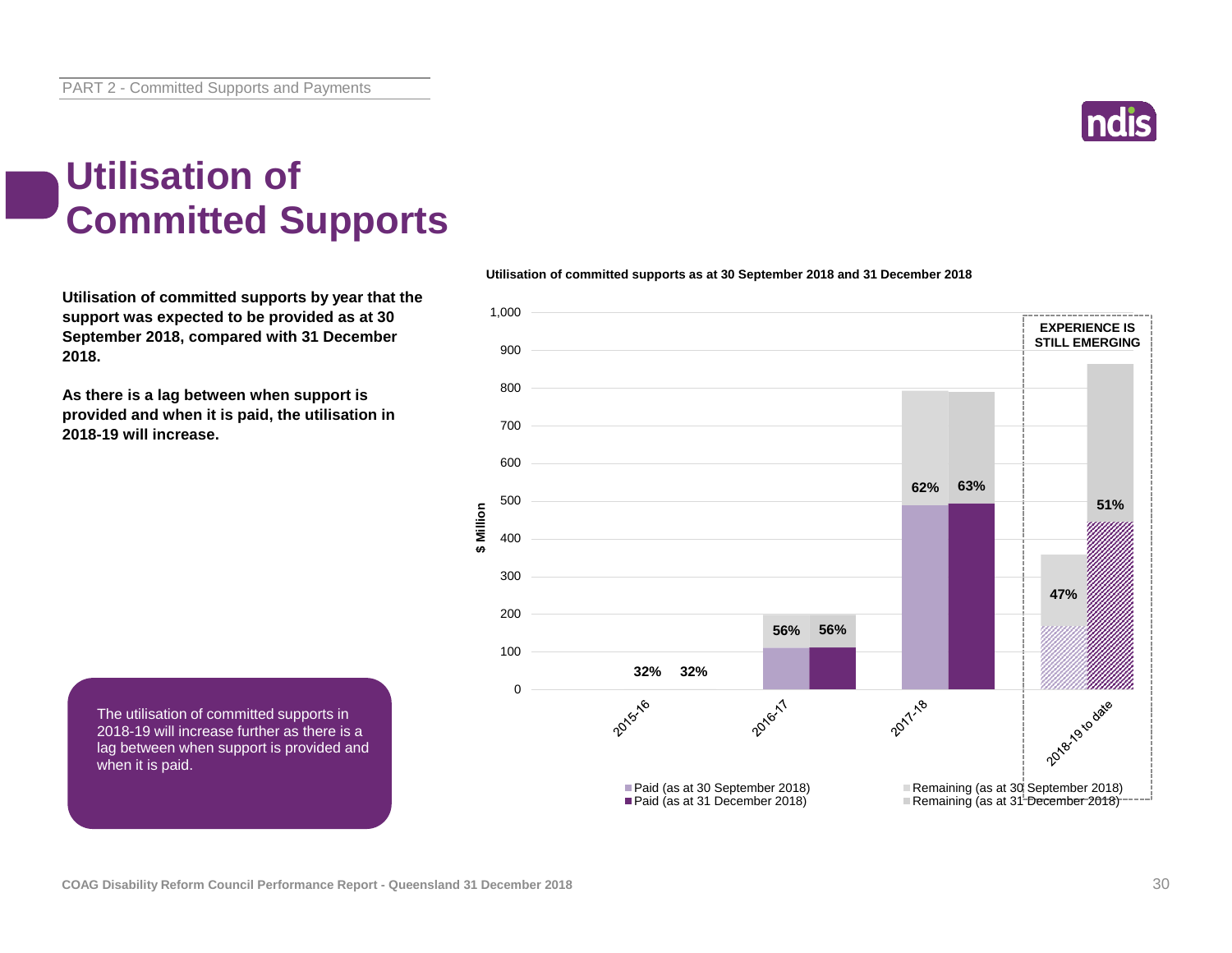# Utilisation of Committed Supports

**Utilisation of committed supports by year that the support was expected to be provided as at 30 September 2018, compared with 31 December 2018.**

**As there is a lag between when support is provided and when it is paid, the utilisation in 2018-19 will increase.**

The utilisation of committed supports in 2018-19 will increase further as there is a lag between when support is provided and when it is paid.

**Utilisation of committed supports as at 30 September 2018 and 31 December 2018**

| Year | Utilisation (as at 30 September 2018) | Utilisation (as at 31 December 2018) |
|---|---|---|
| 2015-16 | 32% | 32% |
| 2016-17 | 56% | 56% |
| 2017-18 | 62% | 63% |
| 2018-19 to date | 47% | 51% |

EXPERIENCE IS STILL EMERGING

Legend: Paid (as at 30 September 2018); Paid (as at 31 December 2018); Remaining (as at 30 September 2018); Remaining (as at 31 December 2018)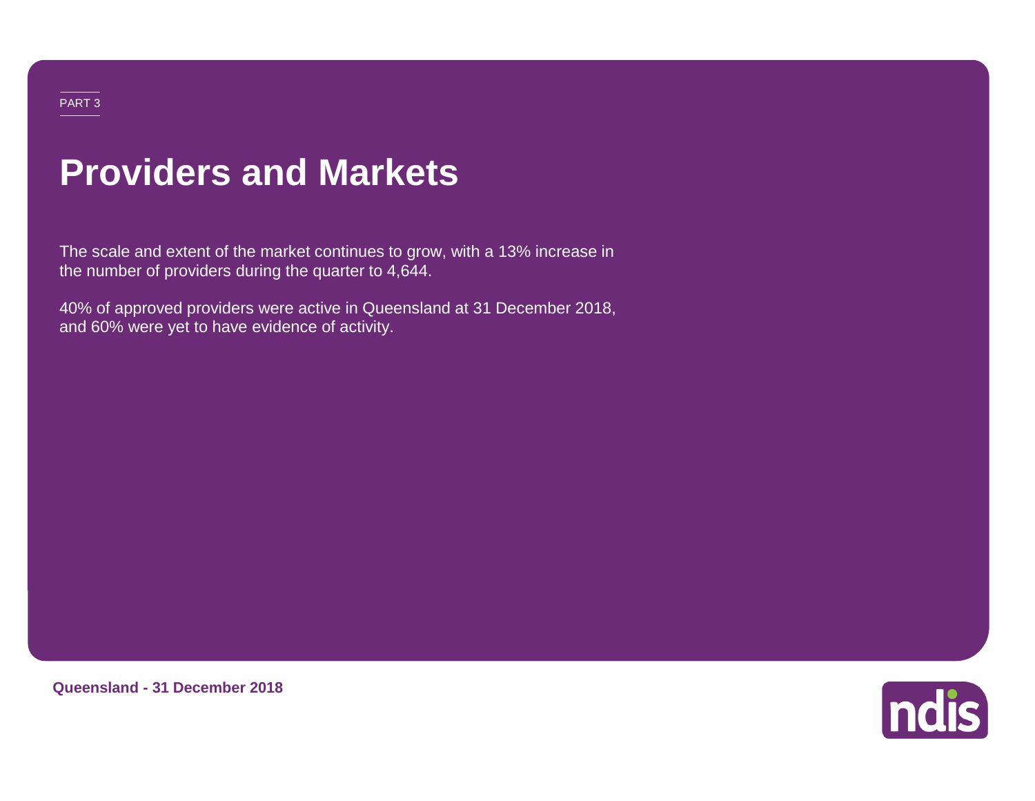PART 3

# Providers and Markets

The scale and extent of the market continues to grow, with a 13% increase in the number of providers during the quarter to 4,644.

40% of approved providers were active in Queensland at 31 December 2018, and 60% were yet to have evidence of activity.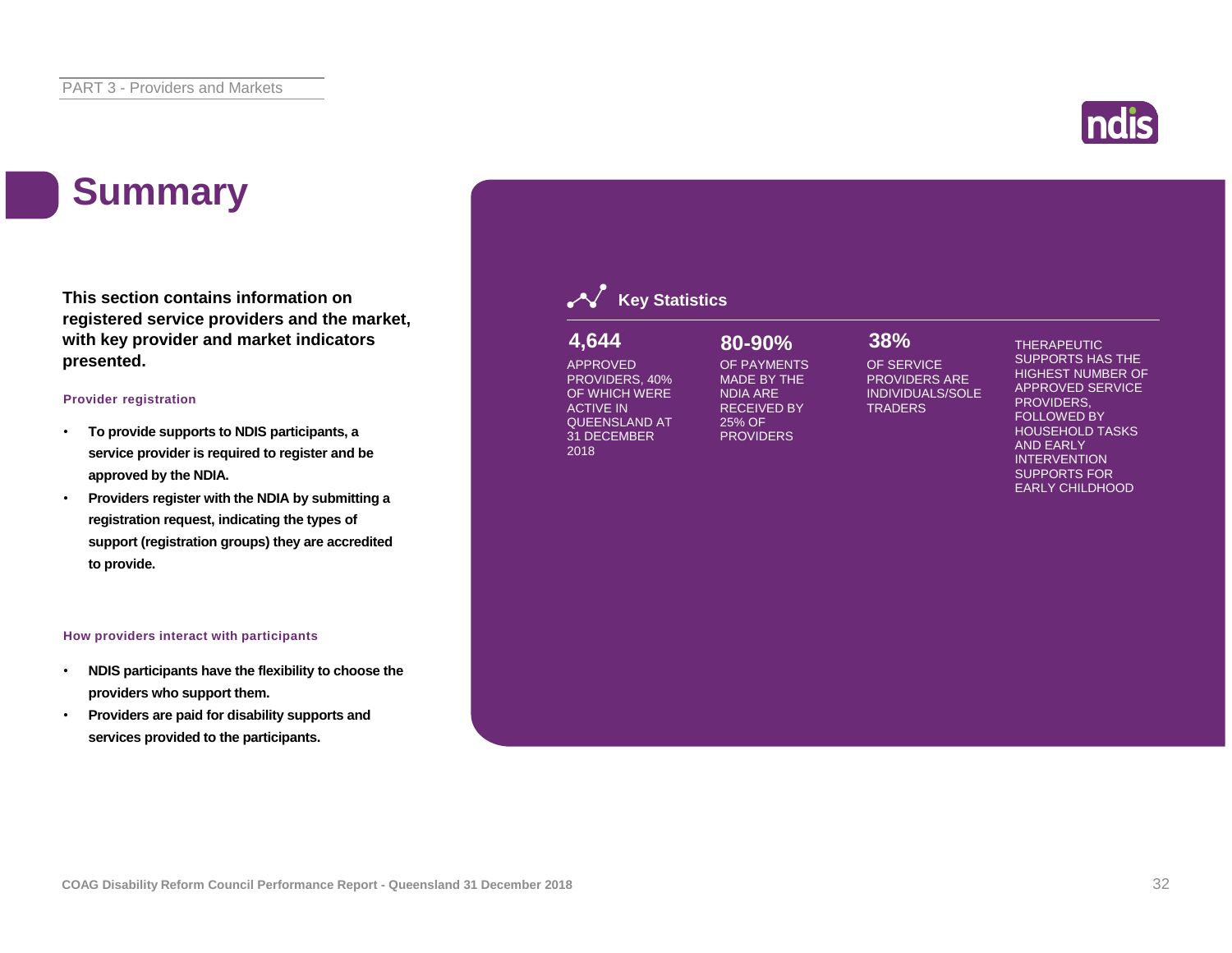# Summary

**This section contains information on registered service providers and the market, with key provider and market indicators presented.**

**Provider registration**

- **To provide supports to NDIS participants, a service provider is required to register and be approved by the NDIA.**
- **Providers register with the NDIA by submitting a registration request, indicating the types of support (registration groups) they are accredited to provide.**

**How providers interact with participants**

- **NDIS participants have the flexibility to choose the providers who support them.**
- **Providers are paid for disability supports and services provided to the participants.**

## Key Statistics

**4,644**

APPROVED PROVIDERS, 40% OF WHICH WERE ACTIVE IN QUEENSLAND AT 31 DECEMBER 2018

**80-90%**

OF PAYMENTS MADE BY THE NDIA ARE RECEIVED BY 25% OF PROVIDERS

**38%**

OF SERVICE PROVIDERS ARE INDIVIDUALS/SOLE TRADERS

THERAPEUTIC SUPPORTS HAS THE HIGHEST NUMBER OF APPROVED SERVICE PROVIDERS, FOLLOWED BY HOUSEHOLD TASKS AND EARLY INTERVENTION SUPPORTS FOR EARLY CHILDHOOD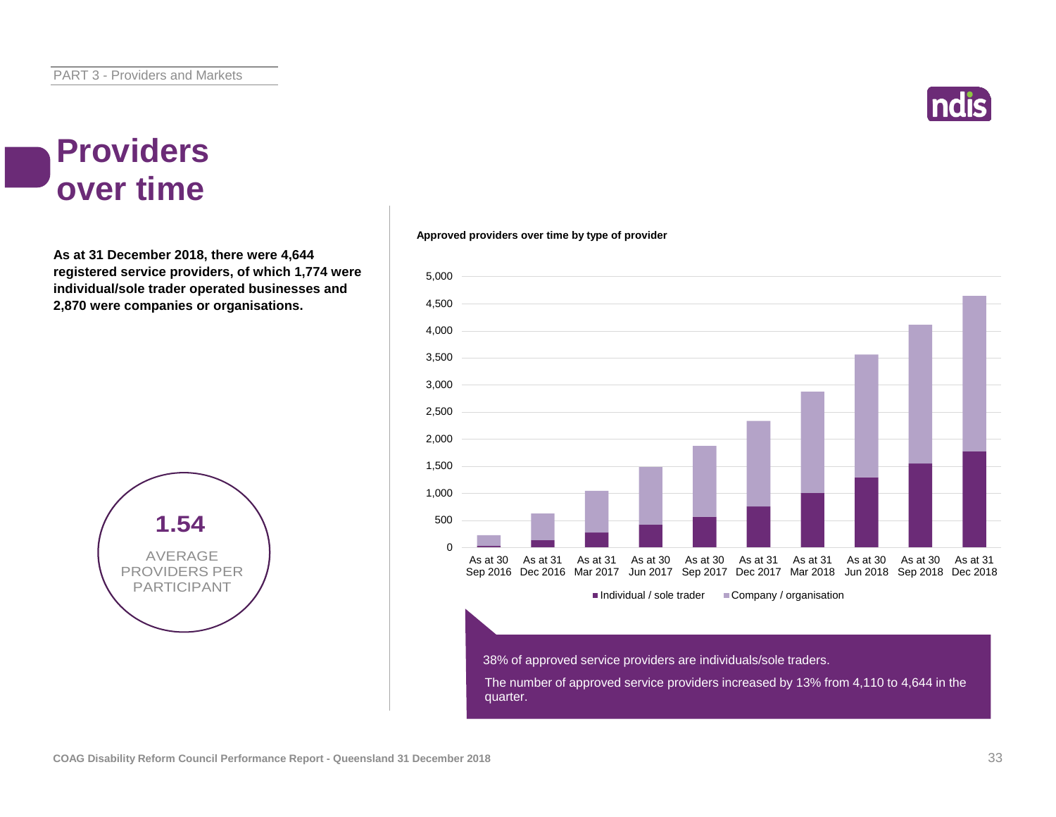# Providers over time

**As at 31 December 2018, there were 4,644 registered service providers, of which 1,774 were individual/sole trader operated businesses and 2,870 were companies or organisations.**

**1.54**

AVERAGE PROVIDERS PER PARTICIPANT

**Approved providers over time by type of provider**

38% of approved service providers are individuals/sole traders.

The number of approved service providers increased by 13% from 4,110 to 4,644 in the quarter.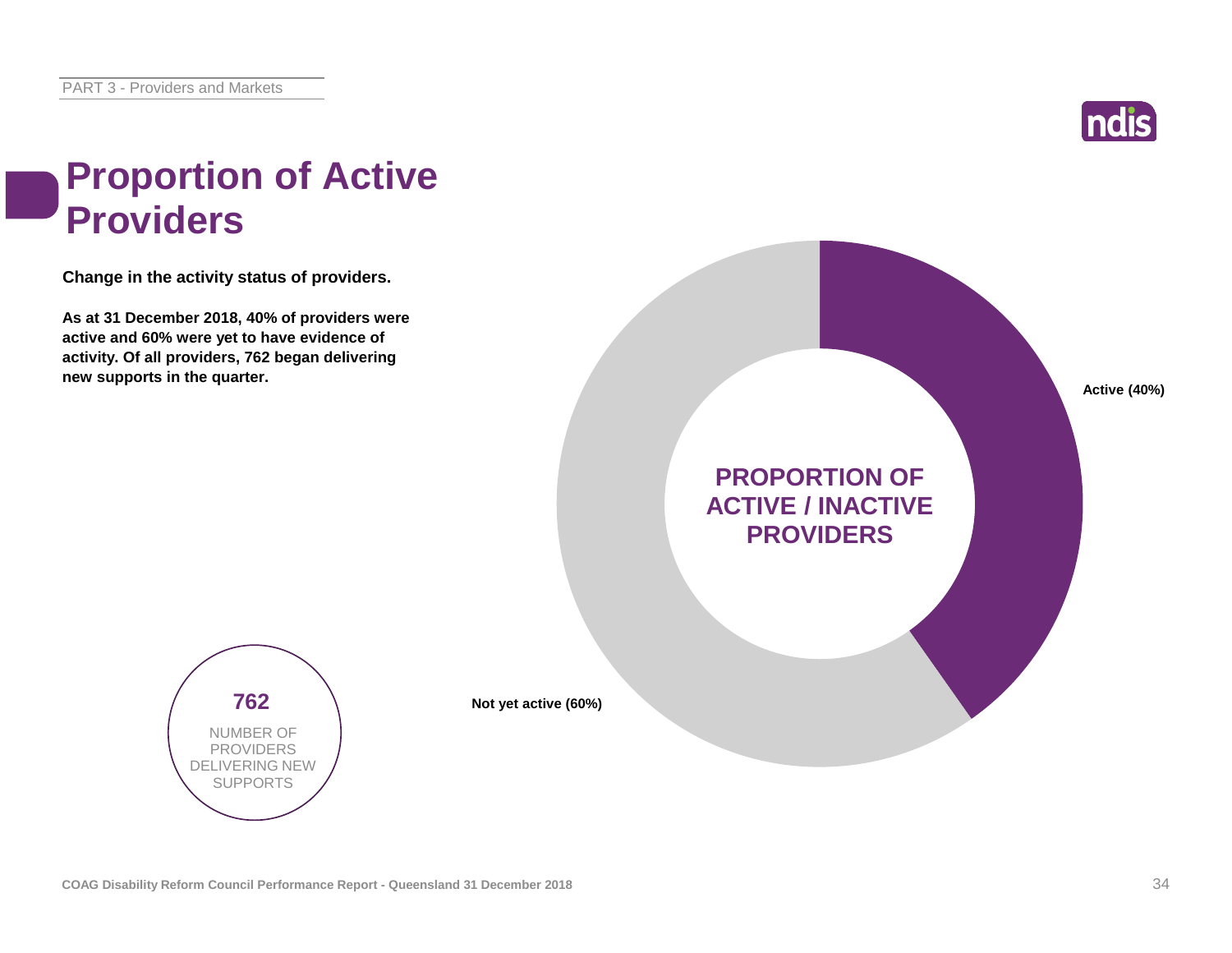# Proportion of Active Providers

**Change in the activity status of providers.**

**As at 31 December 2018, 40% of providers were active and 60% were yet to have evidence of activity. Of all providers, 762 began delivering new supports in the quarter.**

**PROPORTION OF ACTIVE / INACTIVE PROVIDERS**

**Active (40%)**

**Not yet active (60%)**

**762**

NUMBER OF PROVIDERS DELIVERING NEW SUPPORTS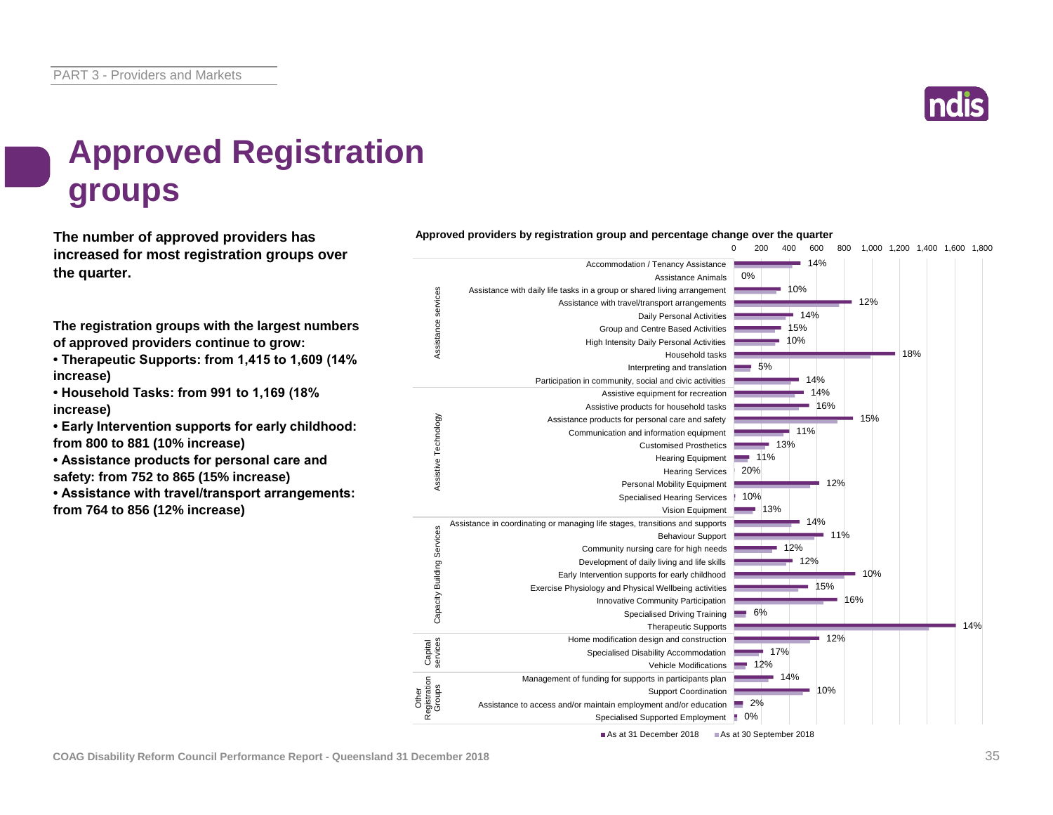# Approved Registration groups

**The number of approved providers has increased for most registration groups over the quarter.**

**The registration groups with the largest numbers of approved providers continue to grow:**

- **Therapeutic Supports: from 1,415 to 1,609 (14% increase)**
- **Household Tasks: from 991 to 1,169 (18% increase)**
- **Early Intervention supports for early childhood: from 800 to 881 (10% increase)**
- **Assistance products for personal care and safety: from 752 to 865 (15% increase)**
- **Assistance with travel/transport arrangements: from 764 to 856 (12% increase)**

**Approved providers by registration group and percentage change over the quarter**

| Category | Registration group | % change |
|---|---|---|
| Assistance services | Accommodation / Tenancy Assistance | 14% |
| | Assistance Animals | 0% |
| | Assistance with daily life tasks in a group or shared living arrangement | 10% |
| | Assistance with travel/transport arrangements | 12% |
| | Daily Personal Activities | 14% |
| | Group and Centre Based Activities | 15% |
| | High Intensity Daily Personal Activities | 10% |
| | Household tasks | 18% |
| | Interpreting and translation | 5% |
| | Participation in community, social and civic activities | 14% |
| Assistive Technology | Assistive equipment for recreation | 14% |
| | Assistive products for household tasks | 16% |
| | Assistance products for personal care and safety | 15% |
| | Communication and information equipment | 11% |
| | Customised Prosthetics | 13% |
| | Hearing Equipment | 11% |
| | Hearing Services | 20% |
| | Personal Mobility Equipment | 12% |
| | Specialised Hearing Services | 10% |
| | Vision Equipment | 13% |
| Capacity Building Services | Assistance in coordinating or managing life stages, transitions and supports | 14% |
| | Behaviour Support | 11% |
| | Community nursing care for high needs | 12% |
| | Development of daily living and life skills | 12% |
| | Early Intervention supports for early childhood | 10% |
| | Exercise Physiology and Physical Wellbeing activities | 15% |
| | Innovative Community Participation | 16% |
| | Specialised Driving Training | 6% |
| | Therapeutic Supports | 14% |
| Capital services | Home modification design and construction | 12% |
| | Specialised Disability Accommodation | 17% |
| | Vehicle Modifications | 12% |
| Other Registration Groups | Management of funding for supports in participants plan | 14% |
| | Support Coordination | 10% |
| | Assistance to access and/or maintain employment and/or education | 2% |
| | Specialised Supported Employment | 0% |

■ As at 31 December 2018 ■ As at 30 September 2018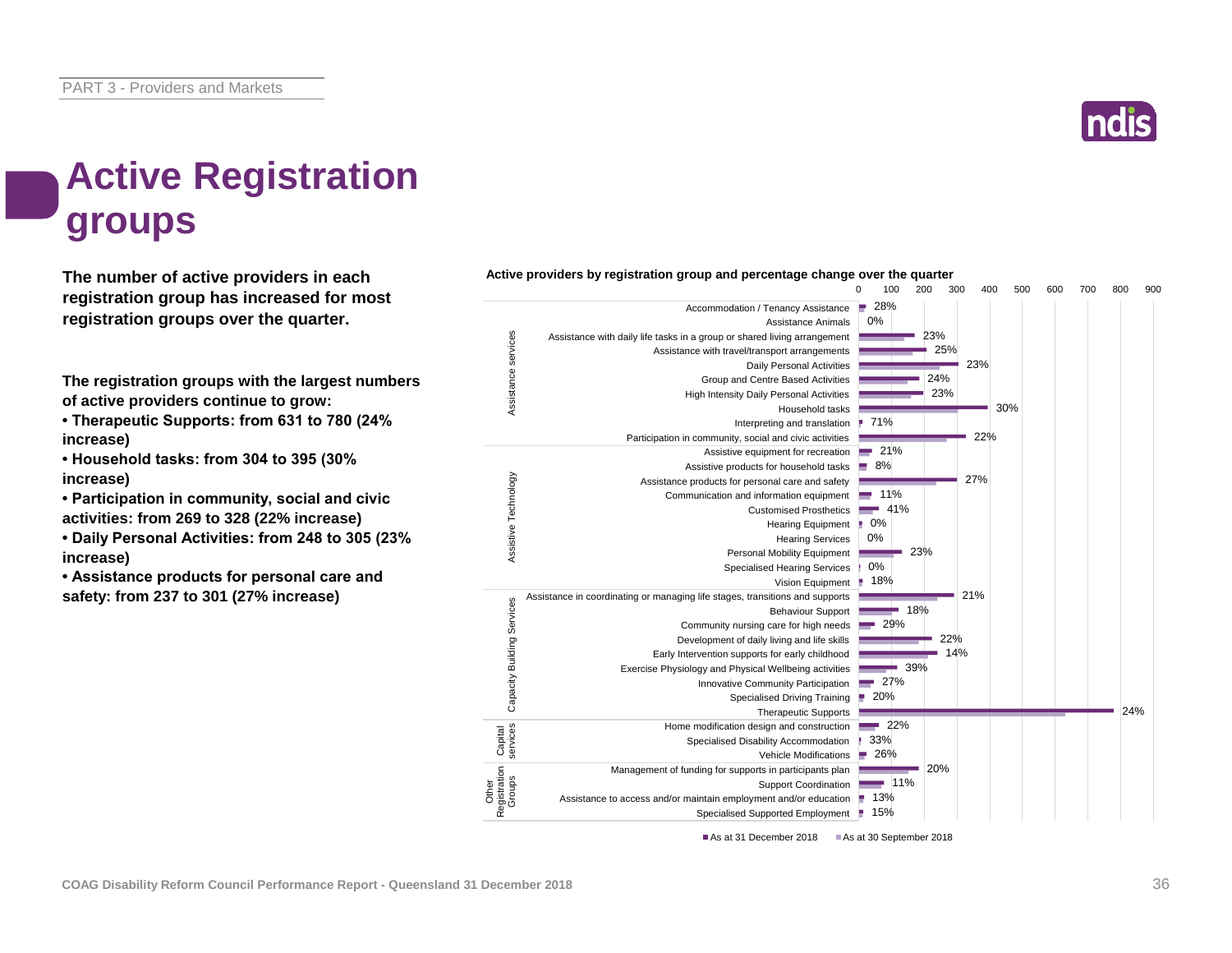# Active Registration groups

**The number of active providers in each registration group has increased for most registration groups over the quarter.**

**The registration groups with the largest numbers of active providers continue to grow:**

- **Therapeutic Supports: from 631 to 780 (24% increase)**
- **Household tasks: from 304 to 395 (30% increase)**
- **Participation in community, social and civic activities: from 269 to 328 (22% increase)**
- **Daily Personal Activities: from 248 to 305 (23% increase)**
- **Assistance products for personal care and safety: from 237 to 301 (27% increase)**

**Active providers by registration group and percentage change over the quarter**

| Category | Registration group | % change |
|---|---|---|
| Assistance services | Accommodation / Tenancy Assistance | 28% |
| | Assistance Animals | 0% |
| | Assistance with daily life tasks in a group or shared living arrangement | 23% |
| | Assistance with travel/transport arrangements | 25% |
| | Daily Personal Activities | 23% |
| | Group and Centre Based Activities | 24% |
| | High Intensity Daily Personal Activities | 23% |
| | Household tasks | 30% |
| | Interpreting and translation | 71% |
| | Participation in community, social and civic activities | 22% |
| Assistive Technology | Assistive equipment for recreation | 21% |
| | Assistive products for household tasks | 8% |
| | Assistance products for personal care and safety | 27% |
| | Communication and information equipment | 11% |
| | Customised Prosthetics | 41% |
| | Hearing Equipment | 0% |
| | Hearing Services | 0% |
| | Personal Mobility Equipment | 23% |
| | Specialised Hearing Services | 0% |
| | Vision Equipment | 18% |
| Capacity Building Services | Assistance in coordinating or managing life stages, transitions and supports | 21% |
| | Behaviour Support | 18% |
| | Community nursing care for high needs | 29% |
| | Development of daily living and life skills | 22% |
| | Early Intervention supports for early childhood | 14% |
| | Exercise Physiology and Physical Wellbeing activities | 39% |
| | Innovative Community Participation | 27% |
| | Specialised Driving Training | 20% |
| | Therapeutic Supports | 24% |
| Capital services | Home modification design and construction | 22% |
| | Specialised Disability Accommodation | 33% |
| | Vehicle Modifications | 26% |
| Other Registration Groups | Management of funding for supports in participants plan | 20% |
| | Support Coordination | 11% |
| | Assistance to access and/or maintain employment and/or education | 13% |
| | Specialised Supported Employment | 15% |

■ As at 31 December 2018 ■ As at 30 September 2018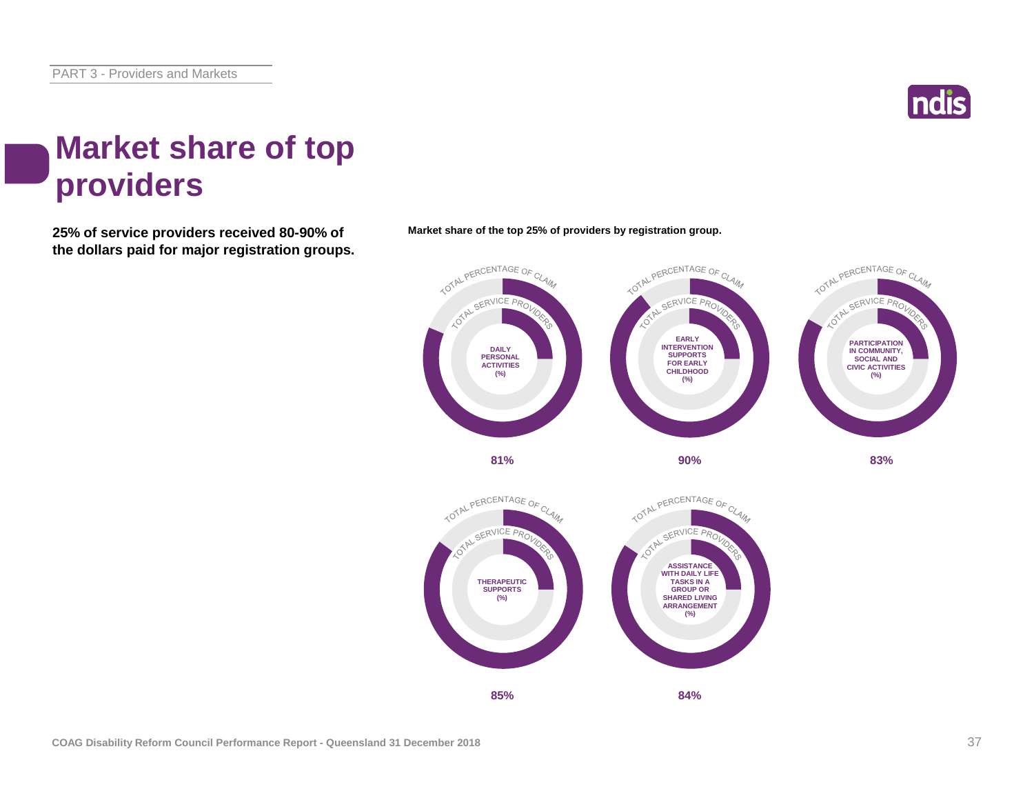# Market share of top providers

**25% of service providers received 80-90% of the dollars paid for major registration groups.**

**Market share of the top 25% of providers by registration group.**

| Registration group | Total percentage of claim (top 25% of providers) |
|---|---|
| DAILY PERSONAL ACTIVITIES (%) | 81% |
| EARLY INTERVENTION SUPPORTS FOR EARLY CHILDHOOD (%) | 90% |
| PARTICIPATION IN COMMUNITY, SOCIAL AND CIVIC ACTIVITIES (%) | 83% |
| THERAPEUTIC SUPPORTS (%) | 85% |
| ASSISTANCE WITH DAILY LIFE TASKS IN A GROUP OR SHARED LIVING ARRANGEMENT (%) | 84% |

COAG Disability Reform Council Performance Report - Queensland 31 December 2018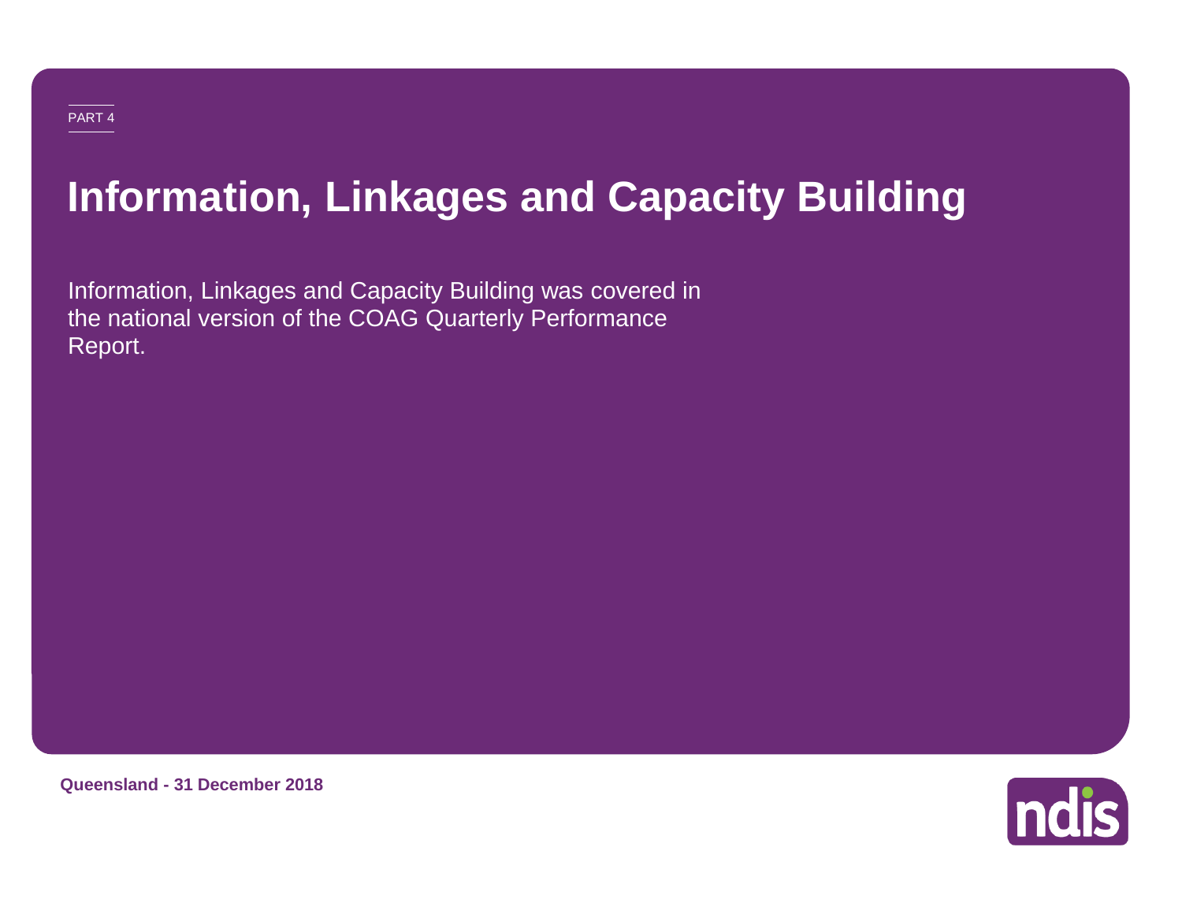PART 4

# Information, Linkages and Capacity Building

Information, Linkages and Capacity Building was covered in the national version of the COAG Quarterly Performance Report.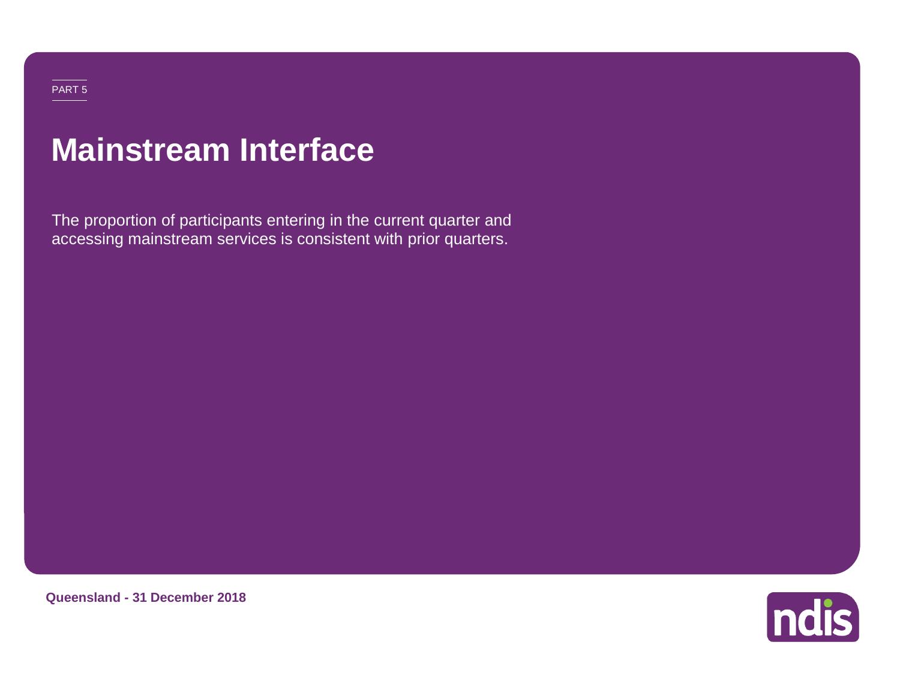PART 5

# Mainstream Interface

The proportion of participants entering in the current quarter and accessing mainstream services is consistent with prior quarters.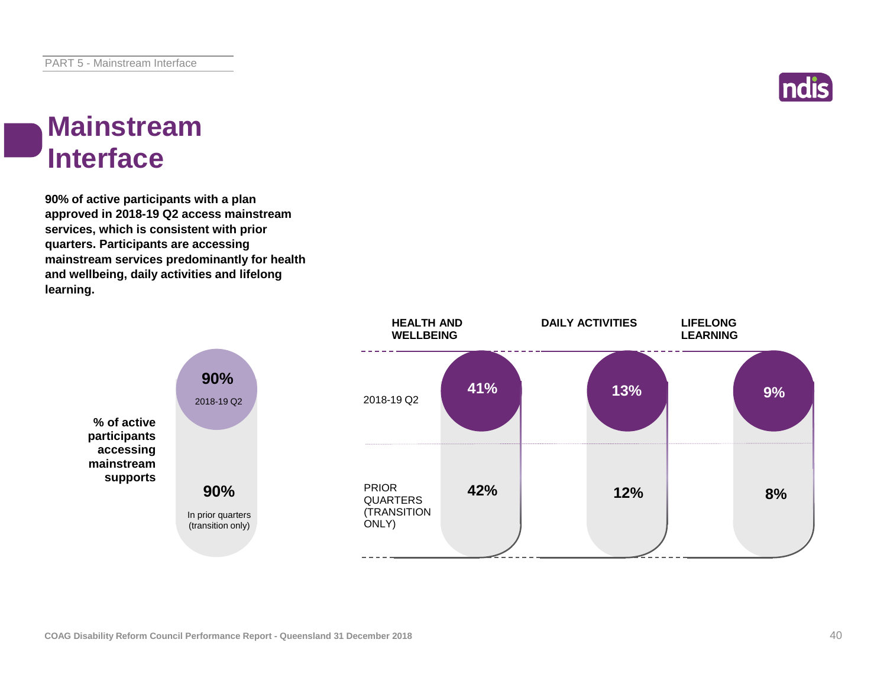# Mainstream Interface

**90% of active participants with a plan approved in 2018-19 Q2 access mainstream services, which is consistent with prior quarters. Participants are accessing mainstream services predominantly for health and wellbeing, daily activities and lifelong learning.**

**% of active participants accessing mainstream supports**

| | % of active participants accessing mainstream supports |
|---|---|
| 2018-19 Q2 | 90% |
| In prior quarters (transition only) | 90% |

| | HEALTH AND WELLBEING | DAILY ACTIVITIES | LIFELONG LEARNING |
|---|---|---|---|
| 2018-19 Q2 | 41% | 13% | 9% |
| PRIOR QUARTERS (TRANSITION ONLY) | 42% | 12% | 8% |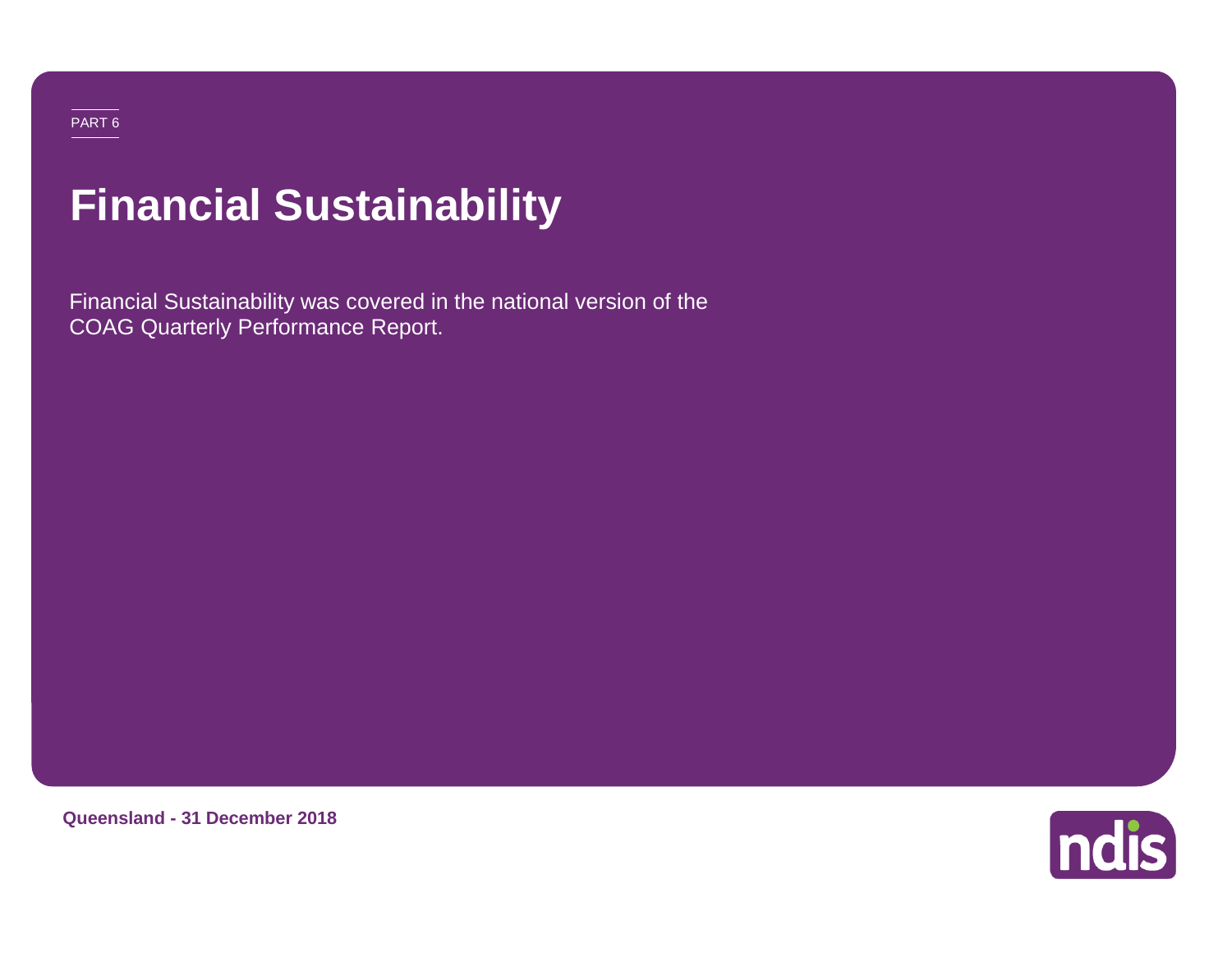PART 6

# Financial Sustainability

Financial Sustainability was covered in the national version of the COAG Quarterly Performance Report.

**Queensland - 31 December 2018**